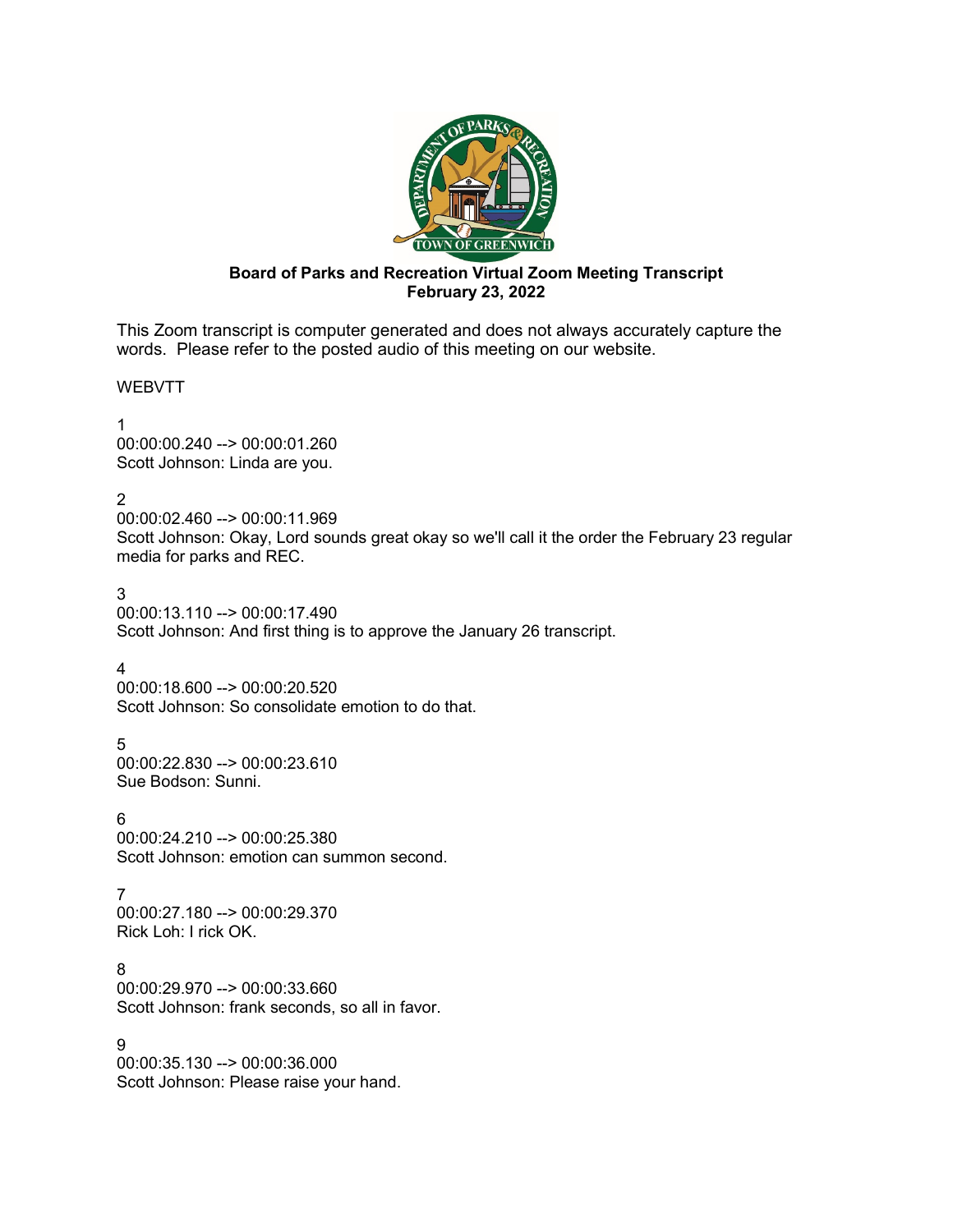**Board of Parks and Recreation Virtual Zoom Meeting Transcript**
**February 23, 2022**

This Zoom transcript is computer generated and does not always accurately capture the words. Please refer to the posted audio of this meeting on our website.

WEBVTT

1
00:00:00.240 --> 00:00:01.260
Scott Johnson: Linda are you.

2
00:00:02.460 --> 00:00:11.969
Scott Johnson: Okay, Lord sounds great okay so we'll call it the order the February 23 regular media for parks and REC.

3
00:00:13.110 --> 00:00:17.490
Scott Johnson: And first thing is to approve the January 26 transcript.

4
00:00:18.600 --> 00:00:20.520
Scott Johnson: So consolidate emotion to do that.

5
00:00:22.830 --> 00:00:23.610
Sue Bodson: Sunni.

6
00:00:24.210 --> 00:00:25.380
Scott Johnson: emotion can summon second.

7
00:00:27.180 --> 00:00:29.370
Rick Loh: I rick OK.

8
00:00:29.970 --> 00:00:33.660
Scott Johnson: frank seconds, so all in favor.

9
00:00:35.130 --> 00:00:36.000
Scott Johnson: Please raise your hand.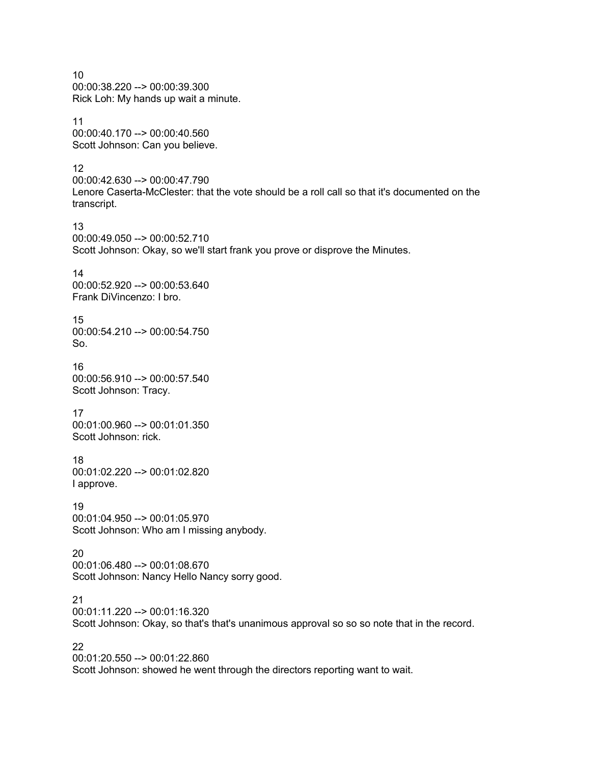10
00:00:38.220 --> 00:00:39.300
Rick Loh: My hands up wait a minute.

11
00:00:40.170 --> 00:00:40.560
Scott Johnson: Can you believe.

12
00:00:42.630 --> 00:00:47.790
Lenore Caserta-McClester: that the vote should be a roll call so that it's documented on the transcript.

13
00:00:49.050 --> 00:00:52.710
Scott Johnson: Okay, so we'll start frank you prove or disprove the Minutes.

14
00:00:52.920 --> 00:00:53.640
Frank DiVincenzo: I bro.

15
00:00:54.210 --> 00:00:54.750
So.

16
00:00:56.910 --> 00:00:57.540
Scott Johnson: Tracy.

17
00:01:00.960 --> 00:01:01.350
Scott Johnson: rick.

18
00:01:02.220 --> 00:01:02.820
I approve.

19
00:01:04.950 --> 00:01:05.970
Scott Johnson: Who am I missing anybody.

20
00:01:06.480 --> 00:01:08.670
Scott Johnson: Nancy Hello Nancy sorry good.

21
00:01:11.220 --> 00:01:16.320
Scott Johnson: Okay, so that's that's unanimous approval so so so note that in the record.

22
00:01:20.550 --> 00:01:22.860
Scott Johnson: showed he went through the directors reporting want to wait.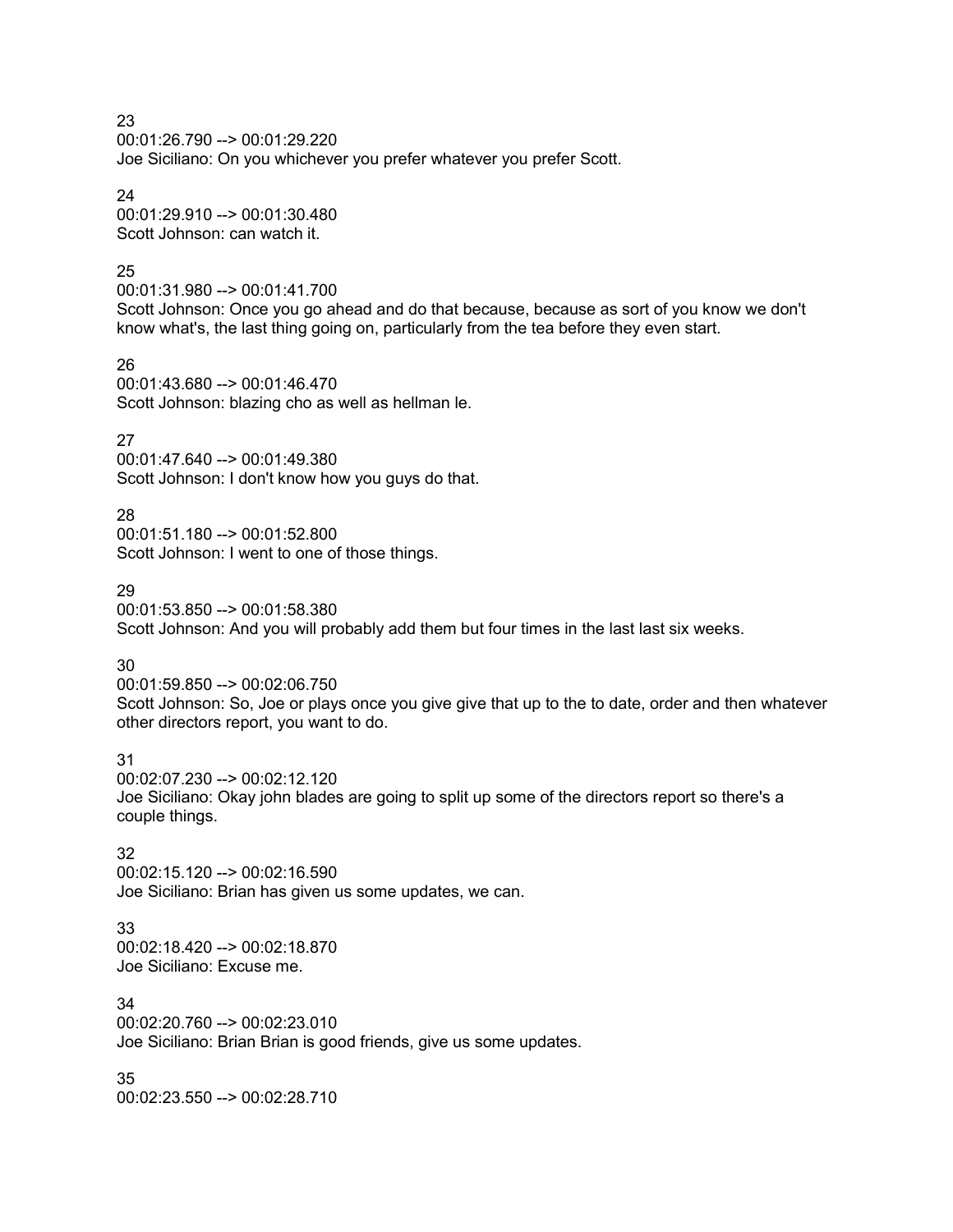23
00:01:26.790 --> 00:01:29.220
Joe Siciliano: On you whichever you prefer whatever you prefer Scott.

24
00:01:29.910 --> 00:01:30.480
Scott Johnson: can watch it.

25
00:01:31.980 --> 00:01:41.700
Scott Johnson: Once you go ahead and do that because, because as sort of you know we don't know what's, the last thing going on, particularly from the tea before they even start.

26
00:01:43.680 --> 00:01:46.470
Scott Johnson: blazing cho as well as hellman le.

27
00:01:47.640 --> 00:01:49.380
Scott Johnson: I don't know how you guys do that.

28
00:01:51.180 --> 00:01:52.800
Scott Johnson: I went to one of those things.

29
00:01:53.850 --> 00:01:58.380
Scott Johnson: And you will probably add them but four times in the last last six weeks.

30
00:01:59.850 --> 00:02:06.750
Scott Johnson: So, Joe or plays once you give give that up to the to date, order and then whatever other directors report, you want to do.

31
00:02:07.230 --> 00:02:12.120
Joe Siciliano: Okay john blades are going to split up some of the directors report so there's a couple things.

32
00:02:15.120 --> 00:02:16.590
Joe Siciliano: Brian has given us some updates, we can.

33
00:02:18.420 --> 00:02:18.870
Joe Siciliano: Excuse me.

34
00:02:20.760 --> 00:02:23.010
Joe Siciliano: Brian Brian is good friends, give us some updates.

35
00:02:23.550 --> 00:02:28.710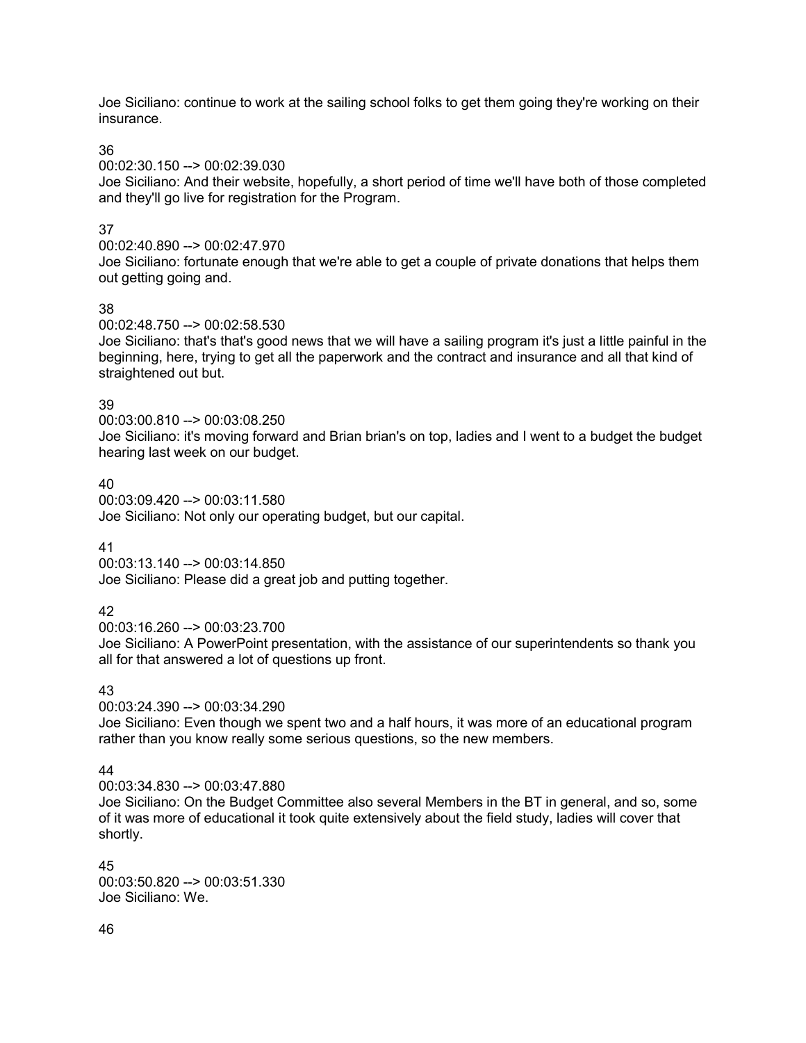Joe Siciliano: continue to work at the sailing school folks to get them going they're working on their insurance.

36
00:02:30.150 --> 00:02:39.030
Joe Siciliano: And their website, hopefully, a short period of time we'll have both of those completed and they'll go live for registration for the Program.

37
00:02:40.890 --> 00:02:47.970
Joe Siciliano: fortunate enough that we're able to get a couple of private donations that helps them out getting going and.

38
00:02:48.750 --> 00:02:58.530
Joe Siciliano: that's that's good news that we will have a sailing program it's just a little painful in the beginning, here, trying to get all the paperwork and the contract and insurance and all that kind of straightened out but.

39
00:03:00.810 --> 00:03:08.250
Joe Siciliano: it's moving forward and Brian brian's on top, ladies and I went to a budget the budget hearing last week on our budget.

40
00:03:09.420 --> 00:03:11.580
Joe Siciliano: Not only our operating budget, but our capital.

41
00:03:13.140 --> 00:03:14.850
Joe Siciliano: Please did a great job and putting together.

42
00:03:16.260 --> 00:03:23.700
Joe Siciliano: A PowerPoint presentation, with the assistance of our superintendents so thank you all for that answered a lot of questions up front.

43
00:03:24.390 --> 00:03:34.290
Joe Siciliano: Even though we spent two and a half hours, it was more of an educational program rather than you know really some serious questions, so the new members.

44
00:03:34.830 --> 00:03:47.880
Joe Siciliano: On the Budget Committee also several Members in the BT in general, and so, some of it was more of educational it took quite extensively about the field study, ladies will cover that shortly.

45
00:03:50.820 --> 00:03:51.330
Joe Siciliano: We.

46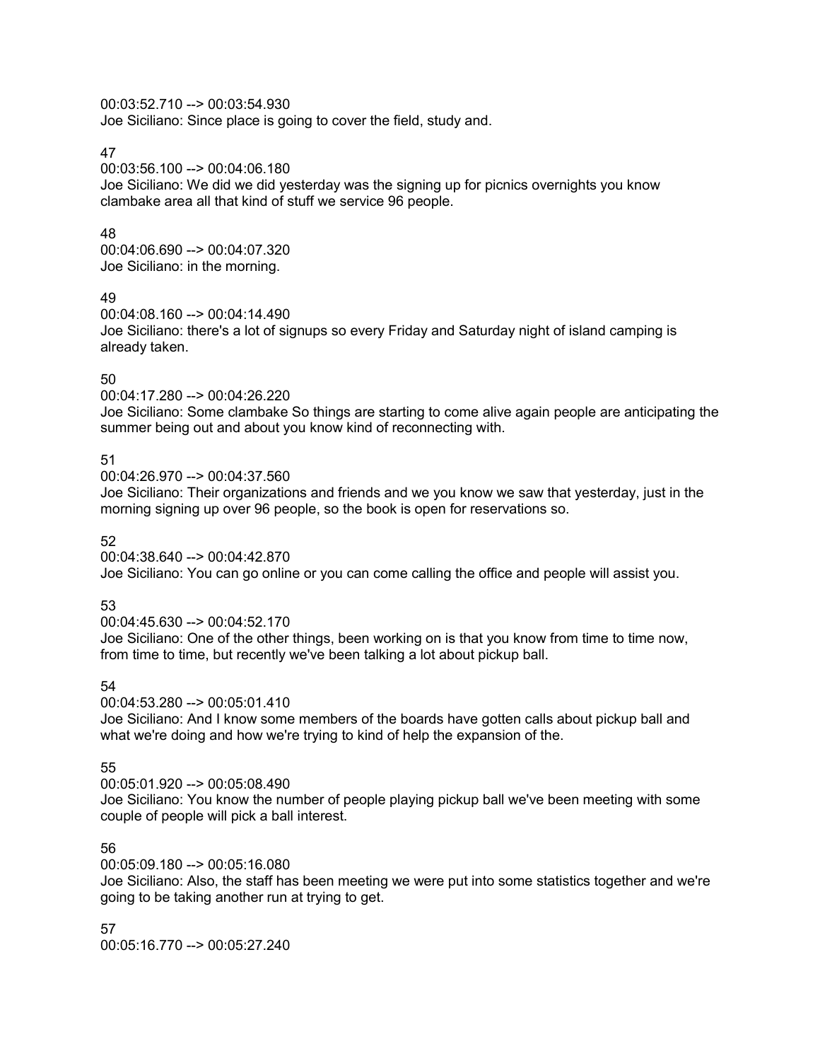00:03:52.710 --> 00:03:54.930
Joe Siciliano: Since place is going to cover the field, study and.

47
00:03:56.100 --> 00:04:06.180
Joe Siciliano: We did we did yesterday was the signing up for picnics overnights you know clambake area all that kind of stuff we service 96 people.

48
00:04:06.690 --> 00:04:07.320
Joe Siciliano: in the morning.

49
00:04:08.160 --> 00:04:14.490
Joe Siciliano: there's a lot of signups so every Friday and Saturday night of island camping is already taken.

50
00:04:17.280 --> 00:04:26.220
Joe Siciliano: Some clambake So things are starting to come alive again people are anticipating the summer being out and about you know kind of reconnecting with.

51
00:04:26.970 --> 00:04:37.560
Joe Siciliano: Their organizations and friends and we you know we saw that yesterday, just in the morning signing up over 96 people, so the book is open for reservations so.

52
00:04:38.640 --> 00:04:42.870
Joe Siciliano: You can go online or you can come calling the office and people will assist you.

53
00:04:45.630 --> 00:04:52.170
Joe Siciliano: One of the other things, been working on is that you know from time to time now, from time to time, but recently we've been talking a lot about pickup ball.

54
00:04:53.280 --> 00:05:01.410
Joe Siciliano: And I know some members of the boards have gotten calls about pickup ball and what we're doing and how we're trying to kind of help the expansion of the.

55
00:05:01.920 --> 00:05:08.490
Joe Siciliano: You know the number of people playing pickup ball we've been meeting with some couple of people will pick a ball interest.

56
00:05:09.180 --> 00:05:16.080
Joe Siciliano: Also, the staff has been meeting we were put into some statistics together and we're going to be taking another run at trying to get.

57
00:05:16.770 --> 00:05:27.240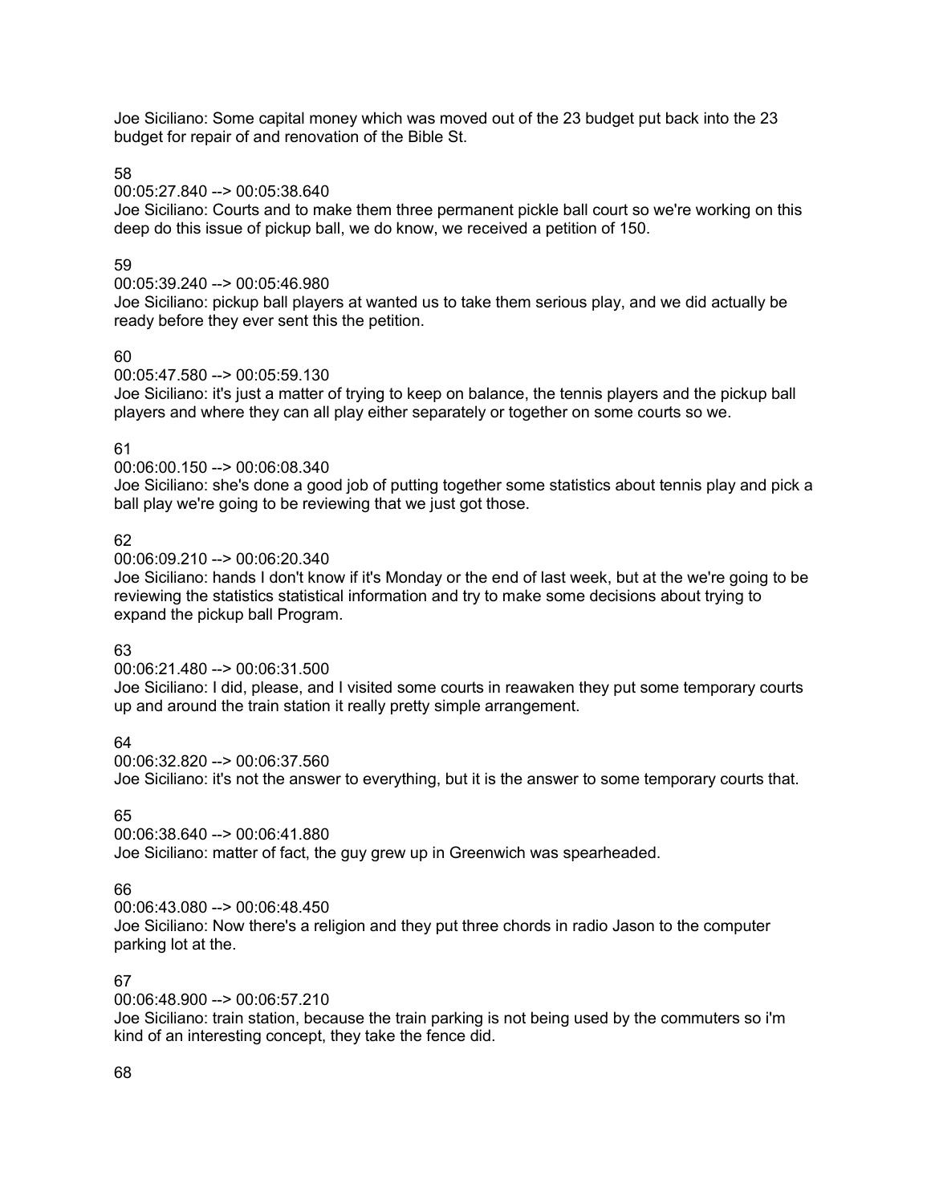Joe Siciliano: Some capital money which was moved out of the 23 budget put back into the 23 budget for repair of and renovation of the Bible St.

58

00:05:27.840 --> 00:05:38.640

Joe Siciliano: Courts and to make them three permanent pickle ball court so we're working on this deep do this issue of pickup ball, we do know, we received a petition of 150.

59

00:05:39.240 --> 00:05:46.980

Joe Siciliano: pickup ball players at wanted us to take them serious play, and we did actually be ready before they ever sent this the petition.

60

00:05:47.580 --> 00:05:59.130

Joe Siciliano: it's just a matter of trying to keep on balance, the tennis players and the pickup ball players and where they can all play either separately or together on some courts so we.

61

00:06:00.150 --> 00:06:08.340

Joe Siciliano: she's done a good job of putting together some statistics about tennis play and pick a ball play we're going to be reviewing that we just got those.

62

00:06:09.210 --> 00:06:20.340

Joe Siciliano: hands I don't know if it's Monday or the end of last week, but at the we're going to be reviewing the statistics statistical information and try to make some decisions about trying to expand the pickup ball Program.

63

00:06:21.480 --> 00:06:31.500

Joe Siciliano: I did, please, and I visited some courts in reawaken they put some temporary courts up and around the train station it really pretty simple arrangement.

64

00:06:32.820 --> 00:06:37.560

Joe Siciliano: it's not the answer to everything, but it is the answer to some temporary courts that.

65

00:06:38.640 --> 00:06:41.880

Joe Siciliano: matter of fact, the guy grew up in Greenwich was spearheaded.

66

00:06:43.080 --> 00:06:48.450

Joe Siciliano: Now there's a religion and they put three chords in radio Jason to the computer parking lot at the.

67

00:06:48.900 --> 00:06:57.210

Joe Siciliano: train station, because the train parking is not being used by the commuters so i'm kind of an interesting concept, they take the fence did.

68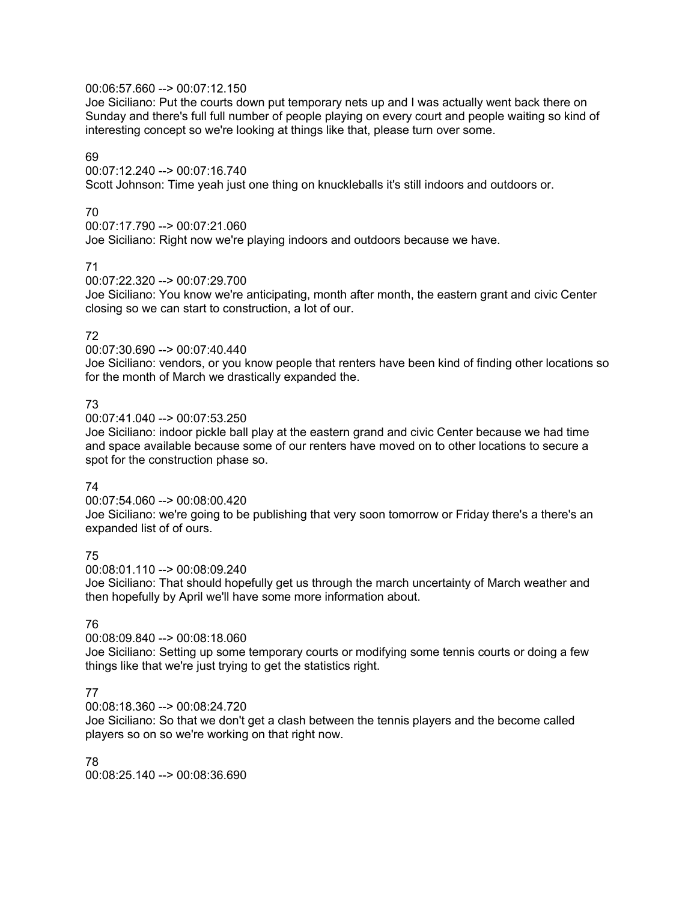00:06:57.660 --> 00:07:12.150
Joe Siciliano: Put the courts down put temporary nets up and I was actually went back there on Sunday and there's full full number of people playing on every court and people waiting so kind of interesting concept so we're looking at things like that, please turn over some.

69
00:07:12.240 --> 00:07:16.740
Scott Johnson: Time yeah just one thing on knuckleballs it's still indoors and outdoors or.

70
00:07:17.790 --> 00:07:21.060
Joe Siciliano: Right now we're playing indoors and outdoors because we have.

71
00:07:22.320 --> 00:07:29.700
Joe Siciliano: You know we're anticipating, month after month, the eastern grant and civic Center closing so we can start to construction, a lot of our.

72
00:07:30.690 --> 00:07:40.440
Joe Siciliano: vendors, or you know people that renters have been kind of finding other locations so for the month of March we drastically expanded the.

73
00:07:41.040 --> 00:07:53.250
Joe Siciliano: indoor pickle ball play at the eastern grand and civic Center because we had time and space available because some of our renters have moved on to other locations to secure a spot for the construction phase so.

74
00:07:54.060 --> 00:08:00.420
Joe Siciliano: we're going to be publishing that very soon tomorrow or Friday there's a there's an expanded list of of ours.

75
00:08:01.110 --> 00:08:09.240
Joe Siciliano: That should hopefully get us through the march uncertainty of March weather and then hopefully by April we'll have some more information about.

76
00:08:09.840 --> 00:08:18.060
Joe Siciliano: Setting up some temporary courts or modifying some tennis courts or doing a few things like that we're just trying to get the statistics right.

77
00:08:18.360 --> 00:08:24.720
Joe Siciliano: So that we don't get a clash between the tennis players and the become called players so on so we're working on that right now.

78
00:08:25.140 --> 00:08:36.690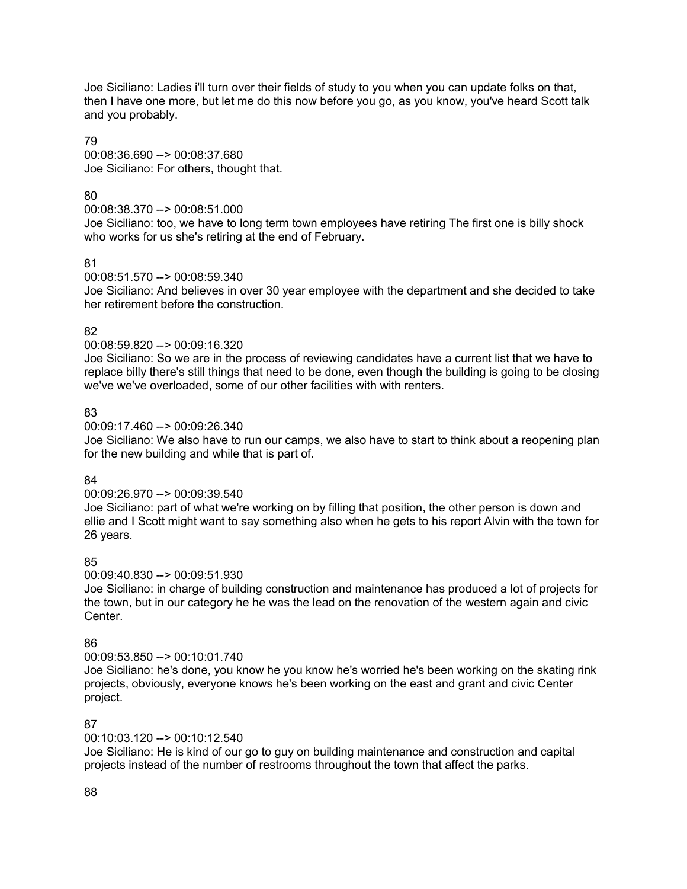Joe Siciliano: Ladies i'll turn over their fields of study to you when you can update folks on that, then I have one more, but let me do this now before you go, as you know, you've heard Scott talk and you probably.

79
00:08:36.690 --> 00:08:37.680
Joe Siciliano: For others, thought that.

80
00:08:38.370 --> 00:08:51.000
Joe Siciliano: too, we have to long term town employees have retiring The first one is billy shock who works for us she's retiring at the end of February.

81
00:08:51.570 --> 00:08:59.340
Joe Siciliano: And believes in over 30 year employee with the department and she decided to take her retirement before the construction.

82
00:08:59.820 --> 00:09:16.320
Joe Siciliano: So we are in the process of reviewing candidates have a current list that we have to replace billy there's still things that need to be done, even though the building is going to be closing we've we've overloaded, some of our other facilities with with renters.

83
00:09:17.460 --> 00:09:26.340
Joe Siciliano: We also have to run our camps, we also have to start to think about a reopening plan for the new building and while that is part of.

84
00:09:26.970 --> 00:09:39.540
Joe Siciliano: part of what we're working on by filling that position, the other person is down and ellie and I Scott might want to say something also when he gets to his report Alvin with the town for 26 years.

85
00:09:40.830 --> 00:09:51.930
Joe Siciliano: in charge of building construction and maintenance has produced a lot of projects for the town, but in our category he he was the lead on the renovation of the western again and civic Center.

86
00:09:53.850 --> 00:10:01.740
Joe Siciliano: he's done, you know he you know he's worried he's been working on the skating rink projects, obviously, everyone knows he's been working on the east and grant and civic Center project.

87
00:10:03.120 --> 00:10:12.540
Joe Siciliano: He is kind of our go to guy on building maintenance and construction and capital projects instead of the number of restrooms throughout the town that affect the parks.

88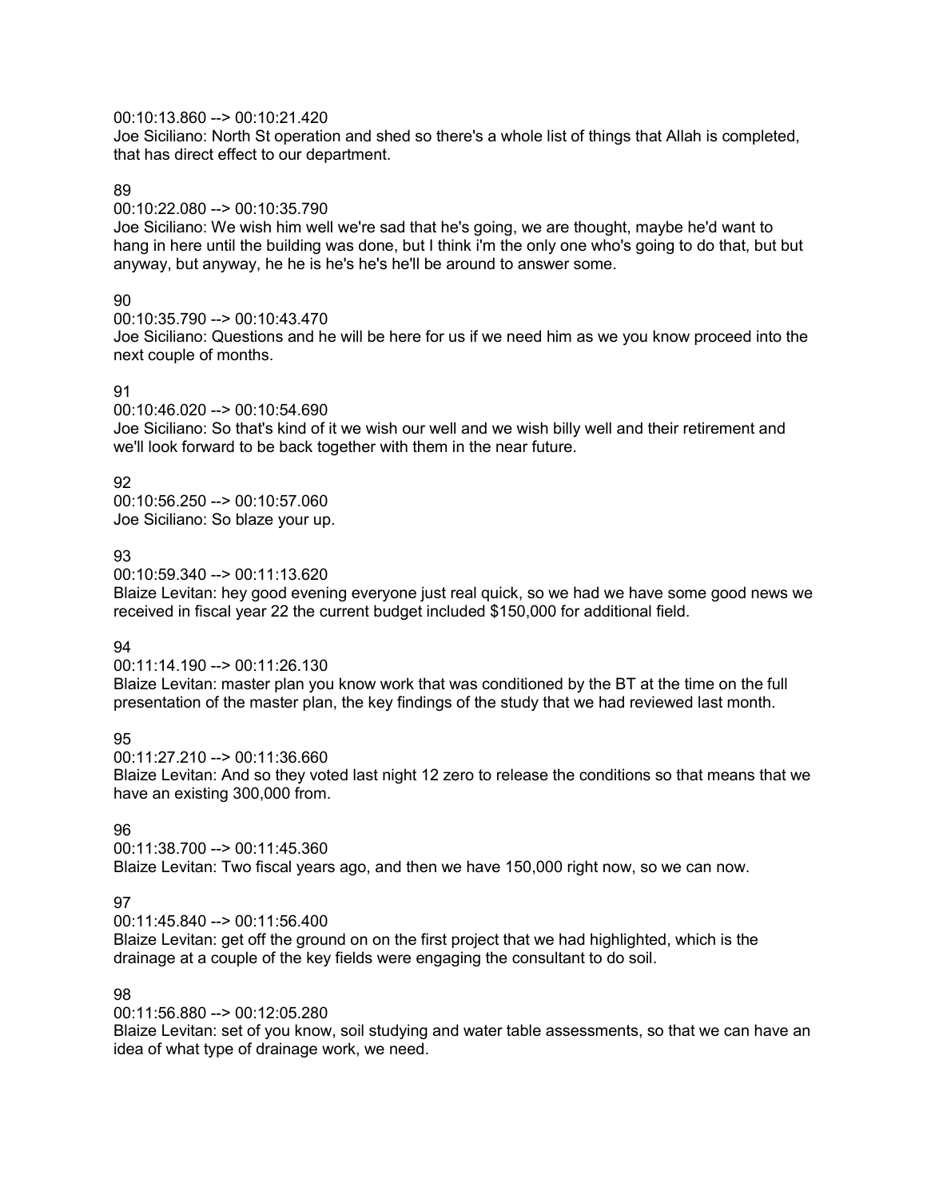00:10:13.860 --> 00:10:21.420
Joe Siciliano: North St operation and shed so there's a whole list of things that Allah is completed, that has direct effect to our department.

89
00:10:22.080 --> 00:10:35.790
Joe Siciliano: We wish him well we're sad that he's going, we are thought, maybe he'd want to hang in here until the building was done, but I think i'm the only one who's going to do that, but but anyway, but anyway, he he is he's he's he'll be around to answer some.

90
00:10:35.790 --> 00:10:43.470
Joe Siciliano: Questions and he will be here for us if we need him as we you know proceed into the next couple of months.

91
00:10:46.020 --> 00:10:54.690
Joe Siciliano: So that's kind of it we wish our well and we wish billy well and their retirement and we'll look forward to be back together with them in the near future.

92
00:10:56.250 --> 00:10:57.060
Joe Siciliano: So blaze your up.

93
00:10:59.340 --> 00:11:13.620
Blaize Levitan: hey good evening everyone just real quick, so we had we have some good news we received in fiscal year 22 the current budget included $150,000 for additional field.

94
00:11:14.190 --> 00:11:26.130
Blaize Levitan: master plan you know work that was conditioned by the BT at the time on the full presentation of the master plan, the key findings of the study that we had reviewed last month.

95
00:11:27.210 --> 00:11:36.660
Blaize Levitan: And so they voted last night 12 zero to release the conditions so that means that we have an existing 300,000 from.

96
00:11:38.700 --> 00:11:45.360
Blaize Levitan: Two fiscal years ago, and then we have 150,000 right now, so we can now.

97
00:11:45.840 --> 00:11:56.400
Blaize Levitan: get off the ground on on the first project that we had highlighted, which is the drainage at a couple of the key fields were engaging the consultant to do soil.

98
00:11:56.880 --> 00:12:05.280
Blaize Levitan: set of you know, soil studying and water table assessments, so that we can have an idea of what type of drainage work, we need.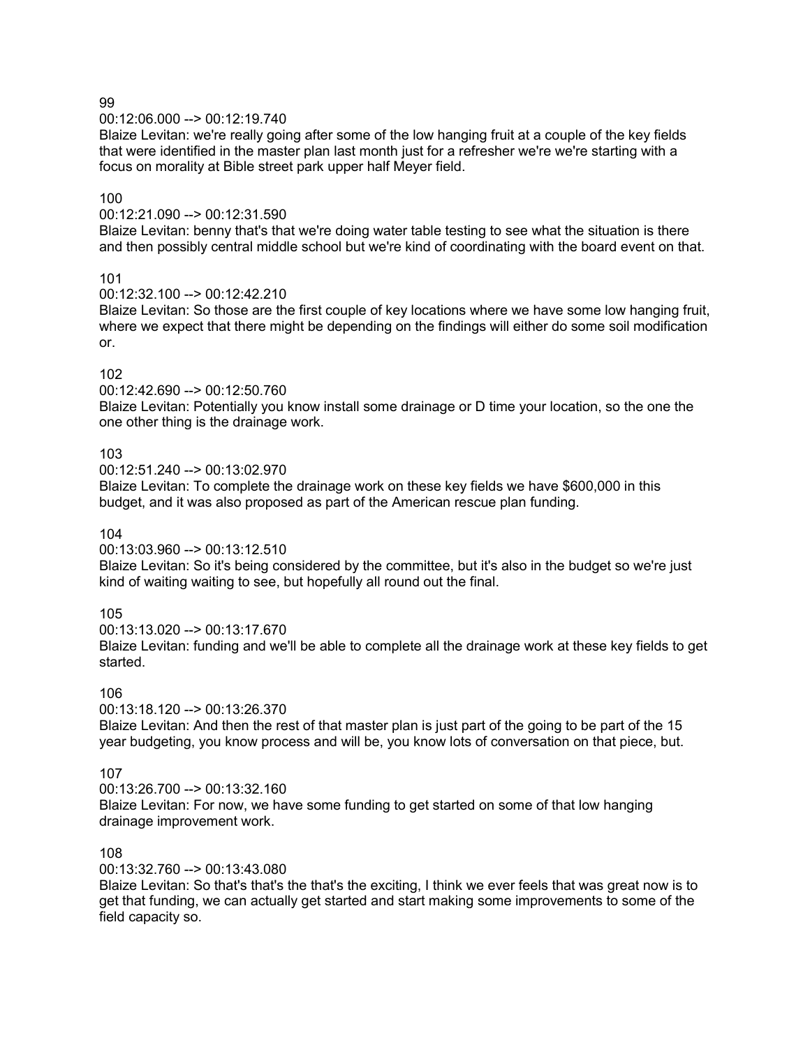99

00:12:06.000 --> 00:12:19.740

Blaize Levitan: we're really going after some of the low hanging fruit at a couple of the key fields that were identified in the master plan last month just for a refresher we're we're starting with a focus on morality at Bible street park upper half Meyer field.

100

00:12:21.090 --> 00:12:31.590

Blaize Levitan: benny that's that we're doing water table testing to see what the situation is there and then possibly central middle school but we're kind of coordinating with the board event on that.

101

00:12:32.100 --> 00:12:42.210

Blaize Levitan: So those are the first couple of key locations where we have some low hanging fruit, where we expect that there might be depending on the findings will either do some soil modification or.

102

00:12:42.690 --> 00:12:50.760

Blaize Levitan: Potentially you know install some drainage or D time your location, so the one the one other thing is the drainage work.

103

00:12:51.240 --> 00:13:02.970

Blaize Levitan: To complete the drainage work on these key fields we have $600,000 in this budget, and it was also proposed as part of the American rescue plan funding.

104

00:13:03.960 --> 00:13:12.510

Blaize Levitan: So it's being considered by the committee, but it's also in the budget so we're just kind of waiting waiting to see, but hopefully all round out the final.

105

00:13:13.020 --> 00:13:17.670

Blaize Levitan: funding and we'll be able to complete all the drainage work at these key fields to get started.

106

00:13:18.120 --> 00:13:26.370

Blaize Levitan: And then the rest of that master plan is just part of the going to be part of the 15 year budgeting, you know process and will be, you know lots of conversation on that piece, but.

107

00:13:26.700 --> 00:13:32.160

Blaize Levitan: For now, we have some funding to get started on some of that low hanging drainage improvement work.

108

00:13:32.760 --> 00:13:43.080

Blaize Levitan: So that's that's the that's the exciting, I think we ever feels that was great now is to get that funding, we can actually get started and start making some improvements to some of the field capacity so.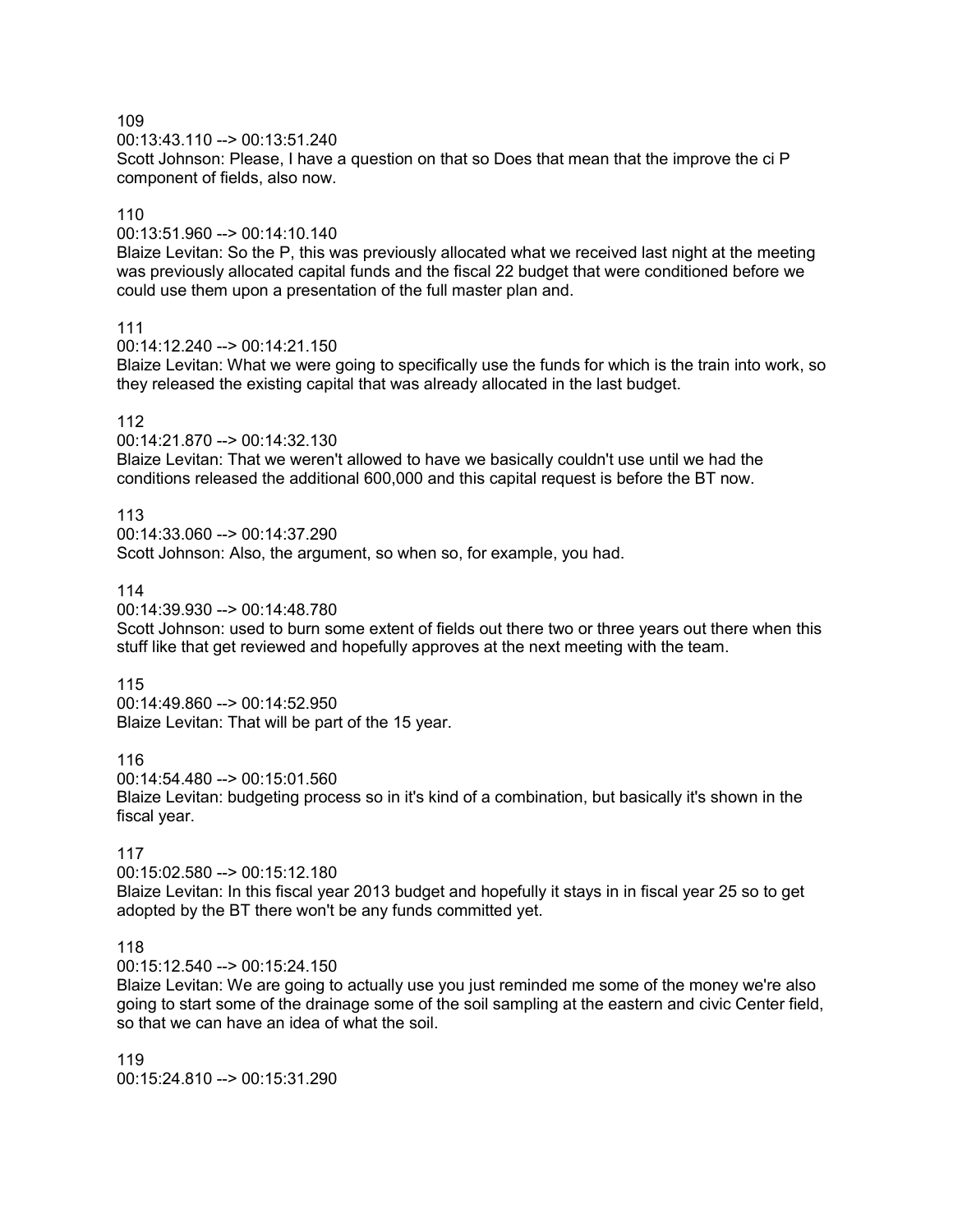109
00:13:43.110 --> 00:13:51.240
Scott Johnson: Please, I have a question on that so Does that mean that the improve the ci P component of fields, also now.

110
00:13:51.960 --> 00:14:10.140
Blaize Levitan: So the P, this was previously allocated what we received last night at the meeting was previously allocated capital funds and the fiscal 22 budget that were conditioned before we could use them upon a presentation of the full master plan and.

111
00:14:12.240 --> 00:14:21.150
Blaize Levitan: What we were going to specifically use the funds for which is the train into work, so they released the existing capital that was already allocated in the last budget.

112
00:14:21.870 --> 00:14:32.130
Blaize Levitan: That we weren't allowed to have we basically couldn't use until we had the conditions released the additional 600,000 and this capital request is before the BT now.

113
00:14:33.060 --> 00:14:37.290
Scott Johnson: Also, the argument, so when so, for example, you had.

114
00:14:39.930 --> 00:14:48.780
Scott Johnson: used to burn some extent of fields out there two or three years out there when this stuff like that get reviewed and hopefully approves at the next meeting with the team.

115
00:14:49.860 --> 00:14:52.950
Blaize Levitan: That will be part of the 15 year.

116
00:14:54.480 --> 00:15:01.560
Blaize Levitan: budgeting process so in it's kind of a combination, but basically it's shown in the fiscal year.

117
00:15:02.580 --> 00:15:12.180
Blaize Levitan: In this fiscal year 2013 budget and hopefully it stays in in fiscal year 25 so to get adopted by the BT there won't be any funds committed yet.

118
00:15:12.540 --> 00:15:24.150
Blaize Levitan: We are going to actually use you just reminded me some of the money we're also going to start some of the drainage some of the soil sampling at the eastern and civic Center field, so that we can have an idea of what the soil.

119
00:15:24.810 --> 00:15:31.290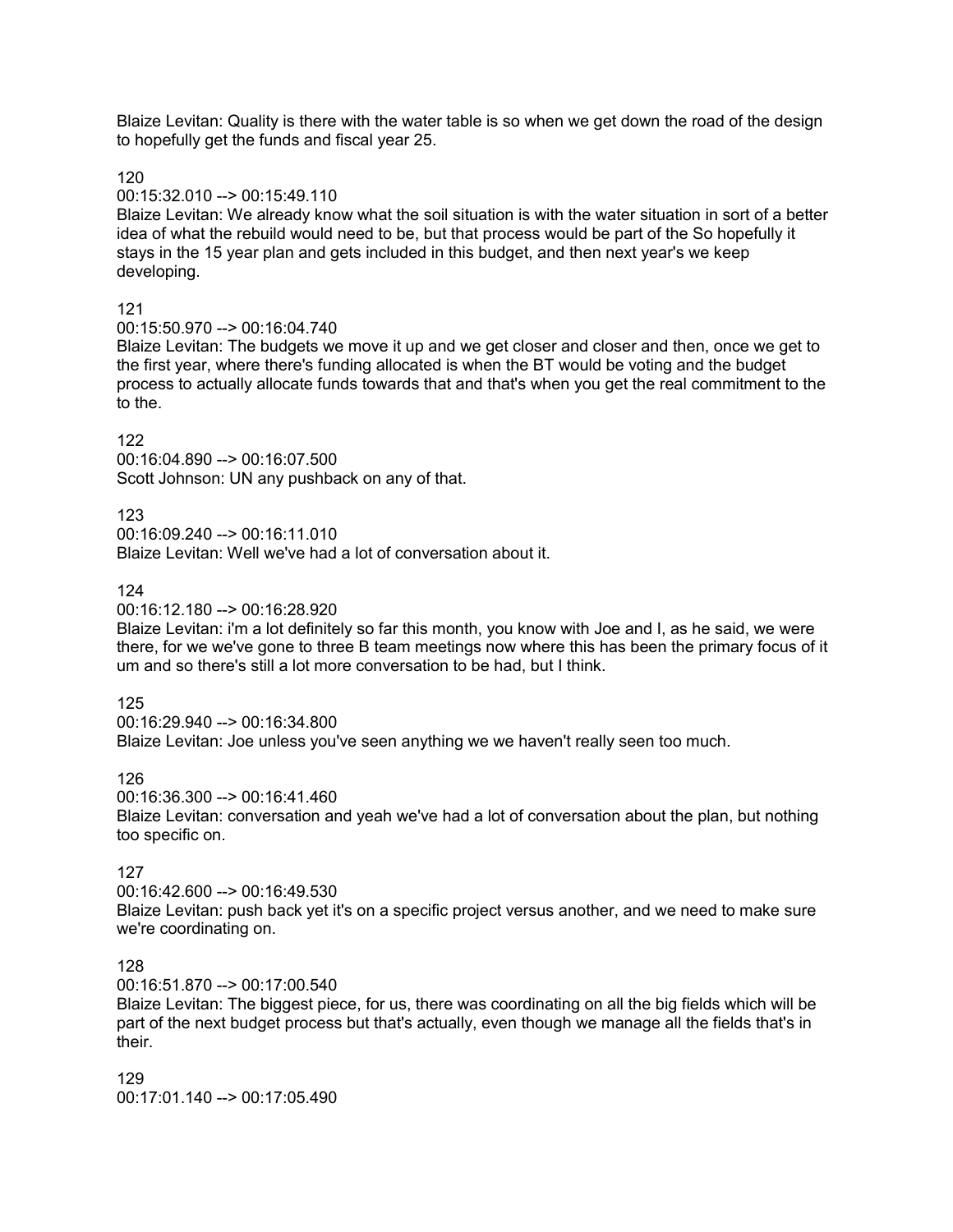Blaize Levitan: Quality is there with the water table is so when we get down the road of the design to hopefully get the funds and fiscal year 25.

120

00:15:32.010 --> 00:15:49.110

Blaize Levitan: We already know what the soil situation is with the water situation in sort of a better idea of what the rebuild would need to be, but that process would be part of the So hopefully it stays in the 15 year plan and gets included in this budget, and then next year's we keep developing.

121

00:15:50.970 --> 00:16:04.740

Blaize Levitan: The budgets we move it up and we get closer and closer and then, once we get to the first year, where there's funding allocated is when the BT would be voting and the budget process to actually allocate funds towards that and that's when you get the real commitment to the to the.

122

00:16:04.890 --> 00:16:07.500

Scott Johnson: UN any pushback on any of that.

123

00:16:09.240 --> 00:16:11.010

Blaize Levitan: Well we've had a lot of conversation about it.

124

00:16:12.180 --> 00:16:28.920

Blaize Levitan: i'm a lot definitely so far this month, you know with Joe and I, as he said, we were there, for we we've gone to three B team meetings now where this has been the primary focus of it um and so there's still a lot more conversation to be had, but I think.

125

00:16:29.940 --> 00:16:34.800

Blaize Levitan: Joe unless you've seen anything we we haven't really seen too much.

126

00:16:36.300 --> 00:16:41.460

Blaize Levitan: conversation and yeah we've had a lot of conversation about the plan, but nothing too specific on.

127

00:16:42.600 --> 00:16:49.530

Blaize Levitan: push back yet it's on a specific project versus another, and we need to make sure we're coordinating on.

128

00:16:51.870 --> 00:17:00.540

Blaize Levitan: The biggest piece, for us, there was coordinating on all the big fields which will be part of the next budget process but that's actually, even though we manage all the fields that's in their.

129

00:17:01.140 --> 00:17:05.490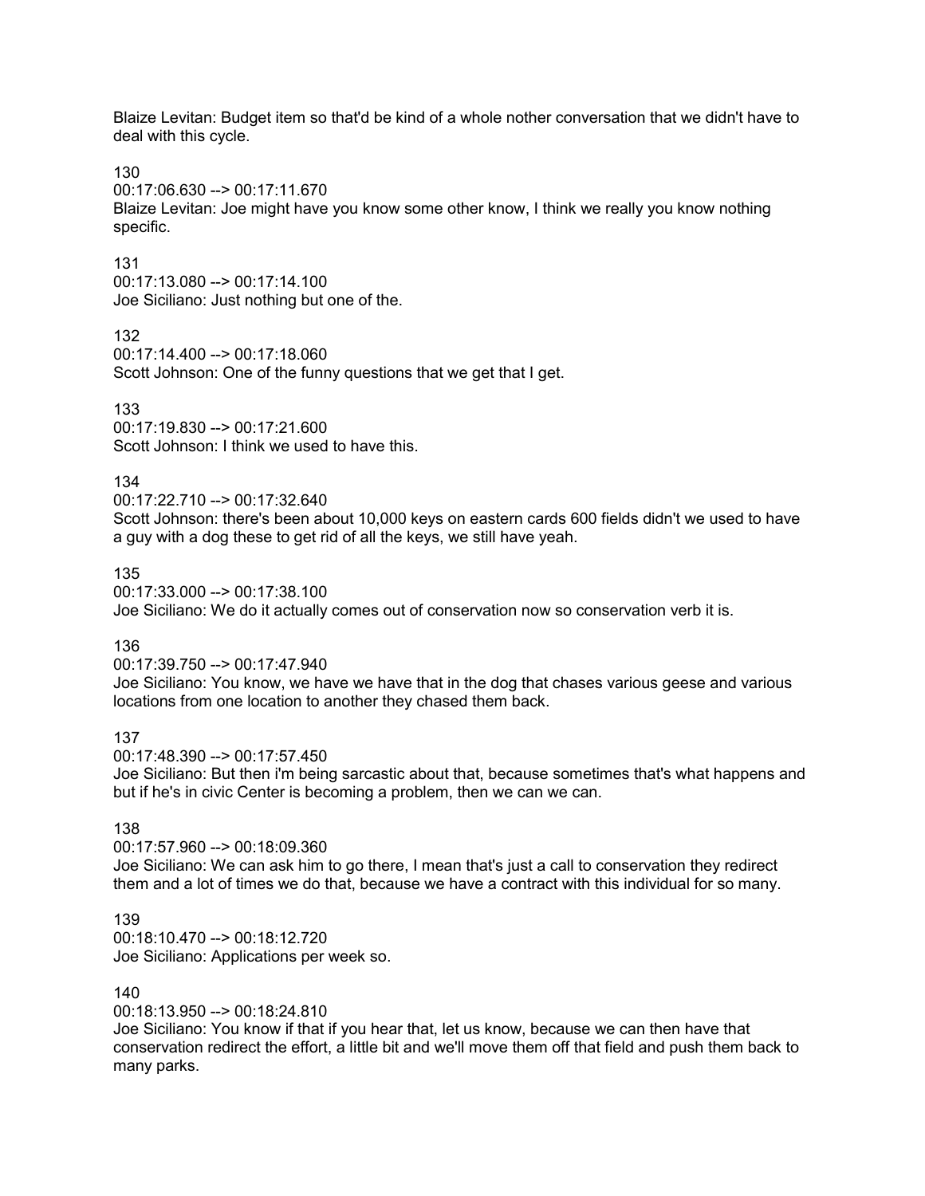Blaize Levitan: Budget item so that'd be kind of a whole nother conversation that we didn't have to deal with this cycle.

130
00:17:06.630 --> 00:17:11.670
Blaize Levitan: Joe might have you know some other know, I think we really you know nothing specific.

131
00:17:13.080 --> 00:17:14.100
Joe Siciliano: Just nothing but one of the.

132
00:17:14.400 --> 00:17:18.060
Scott Johnson: One of the funny questions that we get that I get.

133
00:17:19.830 --> 00:17:21.600
Scott Johnson: I think we used to have this.

134
00:17:22.710 --> 00:17:32.640
Scott Johnson: there's been about 10,000 keys on eastern cards 600 fields didn't we used to have a guy with a dog these to get rid of all the keys, we still have yeah.

135
00:17:33.000 --> 00:17:38.100
Joe Siciliano: We do it actually comes out of conservation now so conservation verb it is.

136
00:17:39.750 --> 00:17:47.940
Joe Siciliano: You know, we have we have that in the dog that chases various geese and various locations from one location to another they chased them back.

137
00:17:48.390 --> 00:17:57.450
Joe Siciliano: But then i'm being sarcastic about that, because sometimes that's what happens and but if he's in civic Center is becoming a problem, then we can we can.

138
00:17:57.960 --> 00:18:09.360
Joe Siciliano: We can ask him to go there, I mean that's just a call to conservation they redirect them and a lot of times we do that, because we have a contract with this individual for so many.

139
00:18:10.470 --> 00:18:12.720
Joe Siciliano: Applications per week so.

140
00:18:13.950 --> 00:18:24.810
Joe Siciliano: You know if that if you hear that, let us know, because we can then have that conservation redirect the effort, a little bit and we'll move them off that field and push them back to many parks.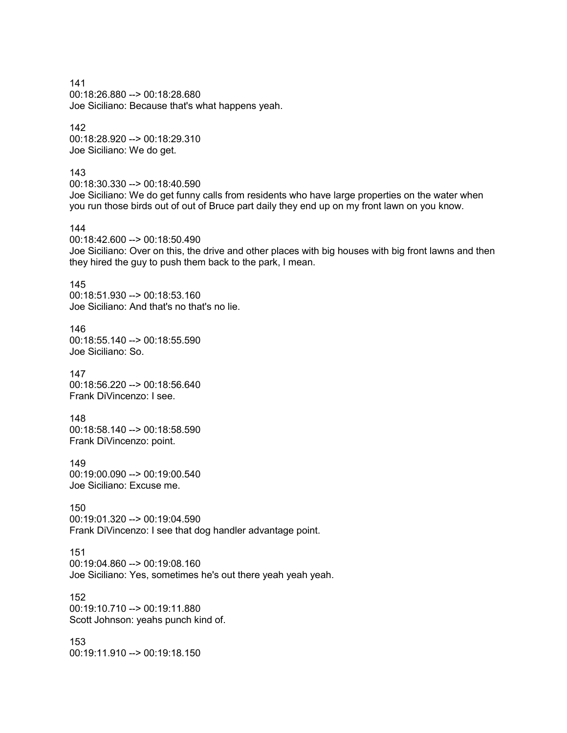141
00:18:26.880 --> 00:18:28.680
Joe Siciliano: Because that's what happens yeah.

142
00:18:28.920 --> 00:18:29.310
Joe Siciliano: We do get.

143
00:18:30.330 --> 00:18:40.590
Joe Siciliano: We do get funny calls from residents who have large properties on the water when you run those birds out of out of Bruce part daily they end up on my front lawn on you know.

144
00:18:42.600 --> 00:18:50.490
Joe Siciliano: Over on this, the drive and other places with big houses with big front lawns and then they hired the guy to push them back to the park, I mean.

145
00:18:51.930 --> 00:18:53.160
Joe Siciliano: And that's no that's no lie.

146
00:18:55.140 --> 00:18:55.590
Joe Siciliano: So.

147
00:18:56.220 --> 00:18:56.640
Frank DiVincenzo: I see.

148
00:18:58.140 --> 00:18:58.590
Frank DiVincenzo: point.

149
00:19:00.090 --> 00:19:00.540
Joe Siciliano: Excuse me.

150
00:19:01.320 --> 00:19:04.590
Frank DiVincenzo: I see that dog handler advantage point.

151
00:19:04.860 --> 00:19:08.160
Joe Siciliano: Yes, sometimes he's out there yeah yeah yeah.

152
00:19:10.710 --> 00:19:11.880
Scott Johnson: yeahs punch kind of.

153
00:19:11.910 --> 00:19:18.150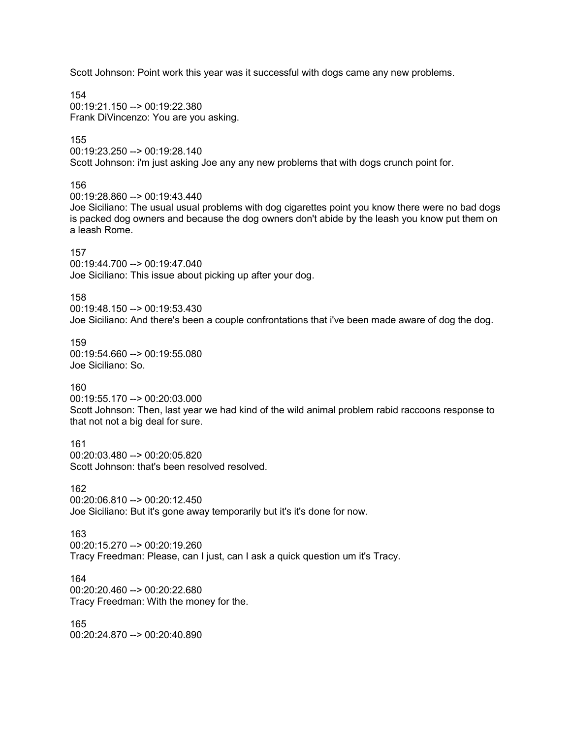Scott Johnson: Point work this year was it successful with dogs came any new problems.

154
00:19:21.150 --> 00:19:22.380
Frank DiVincenzo: You are you asking.

155
00:19:23.250 --> 00:19:28.140
Scott Johnson: i'm just asking Joe any any new problems that with dogs crunch point for.

156
00:19:28.860 --> 00:19:43.440
Joe Siciliano: The usual usual problems with dog cigarettes point you know there were no bad dogs is packed dog owners and because the dog owners don't abide by the leash you know put them on a leash Rome.

157
00:19:44.700 --> 00:19:47.040
Joe Siciliano: This issue about picking up after your dog.

158
00:19:48.150 --> 00:19:53.430
Joe Siciliano: And there's been a couple confrontations that i've been made aware of dog the dog.

159
00:19:54.660 --> 00:19:55.080
Joe Siciliano: So.

160
00:19:55.170 --> 00:20:03.000
Scott Johnson: Then, last year we had kind of the wild animal problem rabid raccoons response to that not not a big deal for sure.

161
00:20:03.480 --> 00:20:05.820
Scott Johnson: that's been resolved resolved.

162
00:20:06.810 --> 00:20:12.450
Joe Siciliano: But it's gone away temporarily but it's it's done for now.

163
00:20:15.270 --> 00:20:19.260
Tracy Freedman: Please, can I just, can I ask a quick question um it's Tracy.

164
00:20:20.460 --> 00:20:22.680
Tracy Freedman: With the money for the.

165
00:20:24.870 --> 00:20:40.890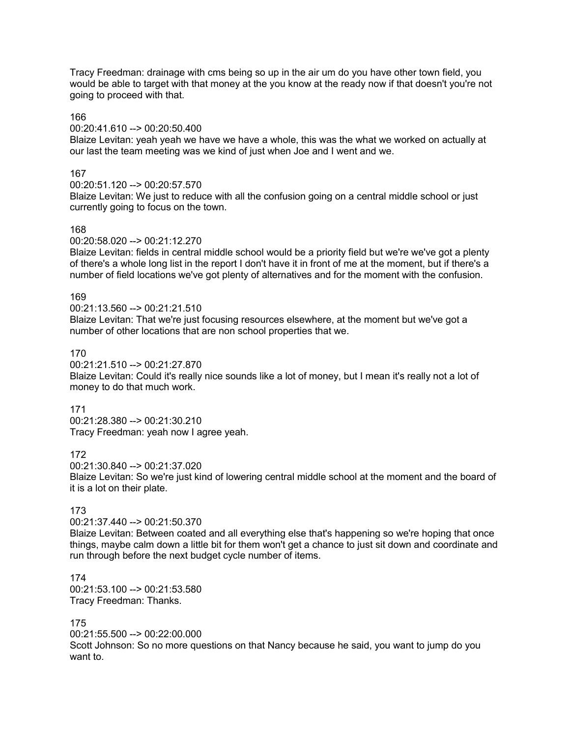Tracy Freedman: drainage with cms being so up in the air um do you have other town field, you would be able to target with that money at the you know at the ready now if that doesn't you're not going to proceed with that.

166

00:20:41.610 --> 00:20:50.400

Blaize Levitan: yeah yeah we have we have a whole, this was the what we worked on actually at our last the team meeting was we kind of just when Joe and I went and we.

167

00:20:51.120 --> 00:20:57.570

Blaize Levitan: We just to reduce with all the confusion going on a central middle school or just currently going to focus on the town.

168

00:20:58.020 --> 00:21:12.270

Blaize Levitan: fields in central middle school would be a priority field but we're we've got a plenty of there's a whole long list in the report I don't have it in front of me at the moment, but if there's a number of field locations we've got plenty of alternatives and for the moment with the confusion.

169

00:21:13.560 --> 00:21:21.510

Blaize Levitan: That we're just focusing resources elsewhere, at the moment but we've got a number of other locations that are non school properties that we.

170

00:21:21.510 --> 00:21:27.870

Blaize Levitan: Could it's really nice sounds like a lot of money, but I mean it's really not a lot of money to do that much work.

171

00:21:28.380 --> 00:21:30.210

Tracy Freedman: yeah now I agree yeah.

172

00:21:30.840 --> 00:21:37.020

Blaize Levitan: So we're just kind of lowering central middle school at the moment and the board of it is a lot on their plate.

173

00:21:37.440 --> 00:21:50.370

Blaize Levitan: Between coated and all everything else that's happening so we're hoping that once things, maybe calm down a little bit for them won't get a chance to just sit down and coordinate and run through before the next budget cycle number of items.

174

00:21:53.100 --> 00:21:53.580

Tracy Freedman: Thanks.

175

00:21:55.500 --> 00:22:00.000

Scott Johnson: So no more questions on that Nancy because he said, you want to jump do you want to.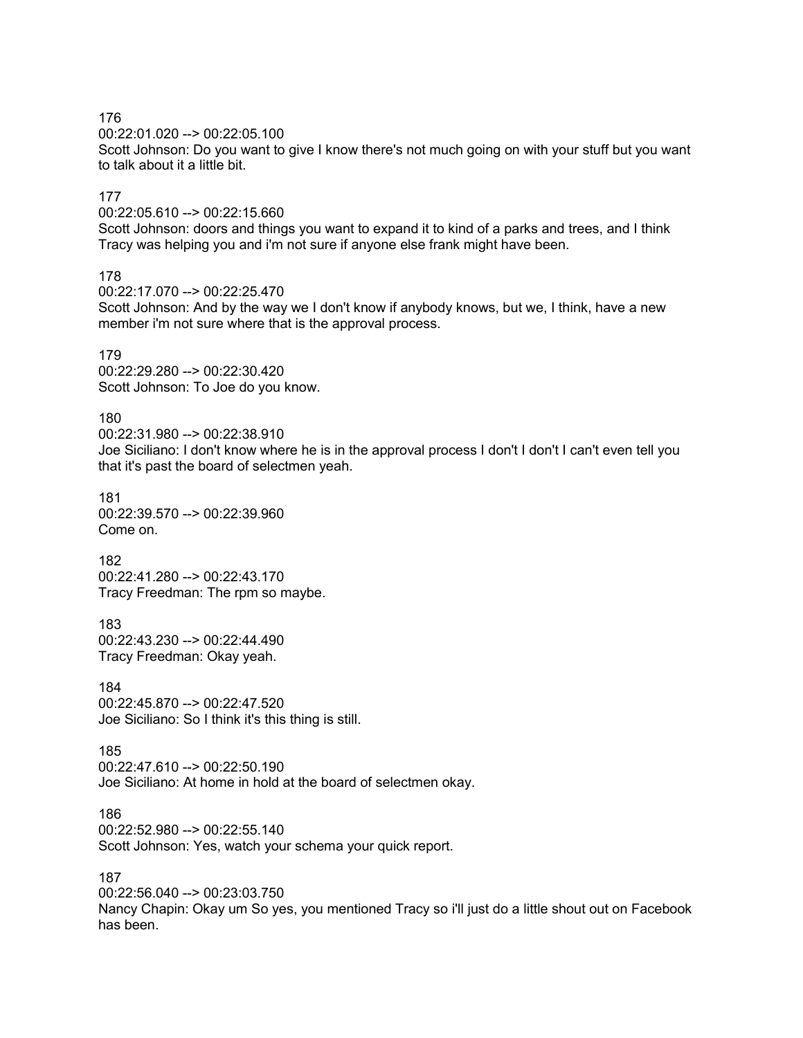176
00:22:01.020 --> 00:22:05.100
Scott Johnson: Do you want to give I know there's not much going on with your stuff but you want to talk about it a little bit.

177
00:22:05.610 --> 00:22:15.660
Scott Johnson: doors and things you want to expand it to kind of a parks and trees, and I think Tracy was helping you and i'm not sure if anyone else frank might have been.

178
00:22:17.070 --> 00:22:25.470
Scott Johnson: And by the way we I don't know if anybody knows, but we, I think, have a new member i'm not sure where that is the approval process.

179
00:22:29.280 --> 00:22:30.420
Scott Johnson: To Joe do you know.

180
00:22:31.980 --> 00:22:38.910
Joe Siciliano: I don't know where he is in the approval process I don't I don't I can't even tell you that it's past the board of selectmen yeah.

181
00:22:39.570 --> 00:22:39.960
Come on.

182
00:22:41.280 --> 00:22:43.170
Tracy Freedman: The rpm so maybe.

183
00:22:43.230 --> 00:22:44.490
Tracy Freedman: Okay yeah.

184
00:22:45.870 --> 00:22:47.520
Joe Siciliano: So I think it's this thing is still.

185
00:22:47.610 --> 00:22:50.190
Joe Siciliano: At home in hold at the board of selectmen okay.

186
00:22:52.980 --> 00:22:55.140
Scott Johnson: Yes, watch your schema your quick report.

187
00:22:56.040 --> 00:23:03.750
Nancy Chapin: Okay um So yes, you mentioned Tracy so i'll just do a little shout out on Facebook has been.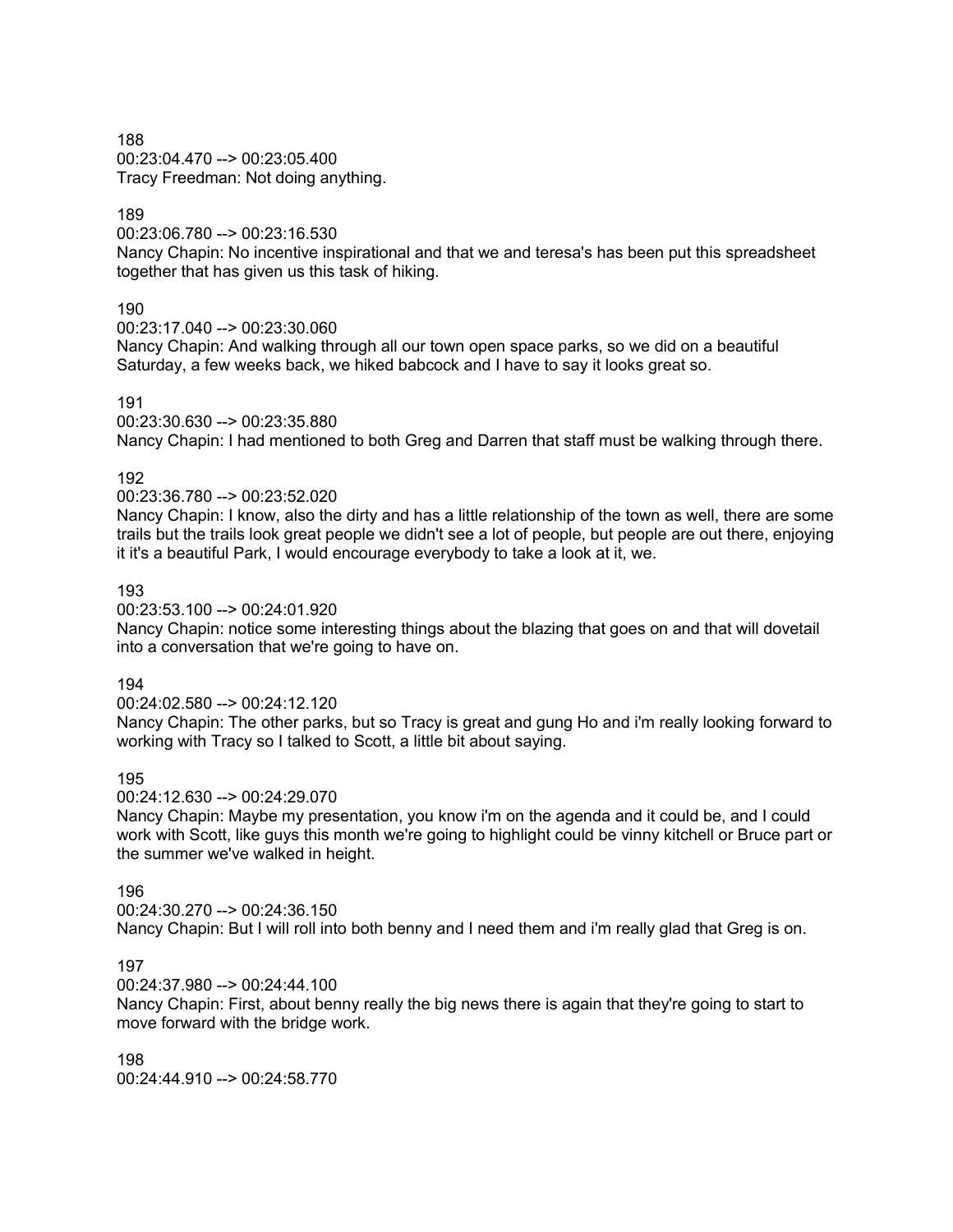188
00:23:04.470 --> 00:23:05.400
Tracy Freedman: Not doing anything.

189
00:23:06.780 --> 00:23:16.530
Nancy Chapin: No incentive inspirational and that we and teresa's has been put this spreadsheet together that has given us this task of hiking.

190
00:23:17.040 --> 00:23:30.060
Nancy Chapin: And walking through all our town open space parks, so we did on a beautiful Saturday, a few weeks back, we hiked babcock and I have to say it looks great so.

191
00:23:30.630 --> 00:23:35.880
Nancy Chapin: I had mentioned to both Greg and Darren that staff must be walking through there.

192
00:23:36.780 --> 00:23:52.020
Nancy Chapin: I know, also the dirty and has a little relationship of the town as well, there are some trails but the trails look great people we didn't see a lot of people, but people are out there, enjoying it it's a beautiful Park, I would encourage everybody to take a look at it, we.

193
00:23:53.100 --> 00:24:01.920
Nancy Chapin: notice some interesting things about the blazing that goes on and that will dovetail into a conversation that we're going to have on.

194
00:24:02.580 --> 00:24:12.120
Nancy Chapin: The other parks, but so Tracy is great and gung Ho and i'm really looking forward to working with Tracy so I talked to Scott, a little bit about saying.

195
00:24:12.630 --> 00:24:29.070
Nancy Chapin: Maybe my presentation, you know i'm on the agenda and it could be, and I could work with Scott, like guys this month we're going to highlight could be vinny kitchell or Bruce part or the summer we've walked in height.

196
00:24:30.270 --> 00:24:36.150
Nancy Chapin: But I will roll into both benny and I need them and i'm really glad that Greg is on.

197
00:24:37.980 --> 00:24:44.100
Nancy Chapin: First, about benny really the big news there is again that they're going to start to move forward with the bridge work.

198
00:24:44.910 --> 00:24:58.770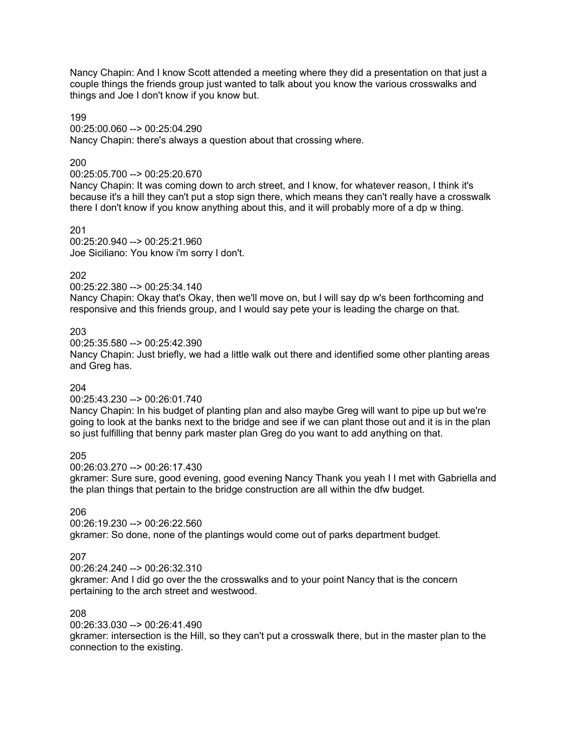Nancy Chapin: And I know Scott attended a meeting where they did a presentation on that just a couple things the friends group just wanted to talk about you know the various crosswalks and things and Joe I don't know if you know but.

199
00:25:00.060 --> 00:25:04.290
Nancy Chapin: there's always a question about that crossing where.

200
00:25:05.700 --> 00:25:20.670
Nancy Chapin: It was coming down to arch street, and I know, for whatever reason, I think it's because it's a hill they can't put a stop sign there, which means they can't really have a crosswalk there I don't know if you know anything about this, and it will probably more of a dp w thing.

201
00:25:20.940 --> 00:25:21.960
Joe Siciliano: You know i'm sorry I don't.

202
00:25:22.380 --> 00:25:34.140
Nancy Chapin: Okay that's Okay, then we'll move on, but I will say dp w's been forthcoming and responsive and this friends group, and I would say pete your is leading the charge on that.

203
00:25:35.580 --> 00:25:42.390
Nancy Chapin: Just briefly, we had a little walk out there and identified some other planting areas and Greg has.

204
00:25:43.230 --> 00:26:01.740
Nancy Chapin: In his budget of planting plan and also maybe Greg will want to pipe up but we're going to look at the banks next to the bridge and see if we can plant those out and it is in the plan so just fulfilling that benny park master plan Greg do you want to add anything on that.

205
00:26:03.270 --> 00:26:17.430
gkramer: Sure sure, good evening, good evening Nancy Thank you yeah I I met with Gabriella and the plan things that pertain to the bridge construction are all within the dfw budget.

206
00:26:19.230 --> 00:26:22.560
gkramer: So done, none of the plantings would come out of parks department budget.

207
00:26:24.240 --> 00:26:32.310
gkramer: And I did go over the the crosswalks and to your point Nancy that is the concern pertaining to the arch street and westwood.

208
00:26:33.030 --> 00:26:41.490
gkramer: intersection is the Hill, so they can't put a crosswalk there, but in the master plan to the connection to the existing.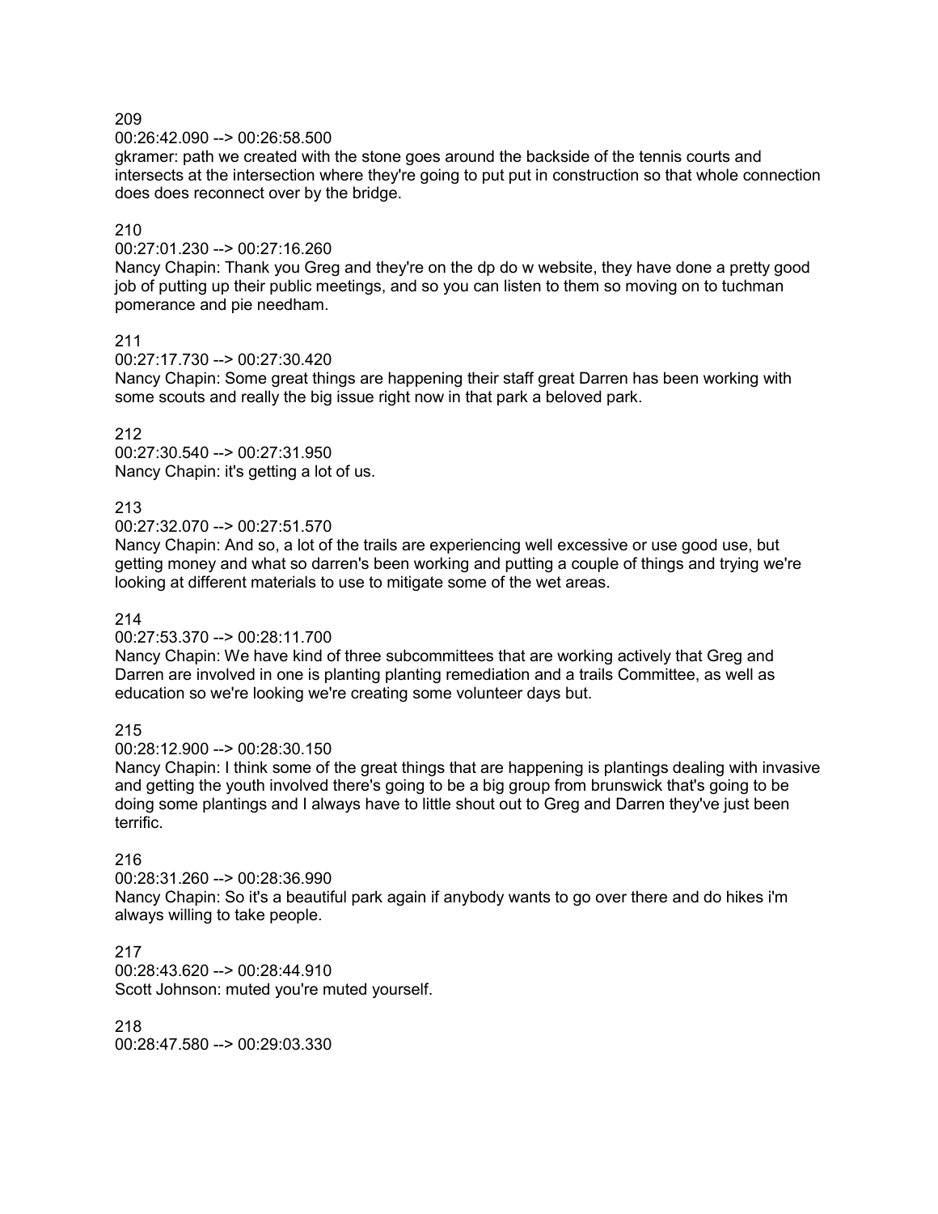209
00:26:42.090 --> 00:26:58.500
gkramer: path we created with the stone goes around the backside of the tennis courts and intersects at the intersection where they're going to put put in construction so that whole connection does does reconnect over by the bridge.

210
00:27:01.230 --> 00:27:16.260
Nancy Chapin: Thank you Greg and they're on the dp do w website, they have done a pretty good job of putting up their public meetings, and so you can listen to them so moving on to tuchman pomerance and pie needham.

211
00:27:17.730 --> 00:27:30.420
Nancy Chapin: Some great things are happening their staff great Darren has been working with some scouts and really the big issue right now in that park a beloved park.

212
00:27:30.540 --> 00:27:31.950
Nancy Chapin: it's getting a lot of us.

213
00:27:32.070 --> 00:27:51.570
Nancy Chapin: And so, a lot of the trails are experiencing well excessive or use good use, but getting money and what so darren's been working and putting a couple of things and trying we're looking at different materials to use to mitigate some of the wet areas.

214
00:27:53.370 --> 00:28:11.700
Nancy Chapin: We have kind of three subcommittees that are working actively that Greg and Darren are involved in one is planting planting remediation and a trails Committee, as well as education so we're looking we're creating some volunteer days but.

215
00:28:12.900 --> 00:28:30.150
Nancy Chapin: I think some of the great things that are happening is plantings dealing with invasive and getting the youth involved there's going to be a big group from brunswick that's going to be doing some plantings and I always have to little shout out to Greg and Darren they've just been terrific.

216
00:28:31.260 --> 00:28:36.990
Nancy Chapin: So it's a beautiful park again if anybody wants to go over there and do hikes i'm always willing to take people.

217
00:28:43.620 --> 00:28:44.910
Scott Johnson: muted you're muted yourself.

218
00:28:47.580 --> 00:29:03.330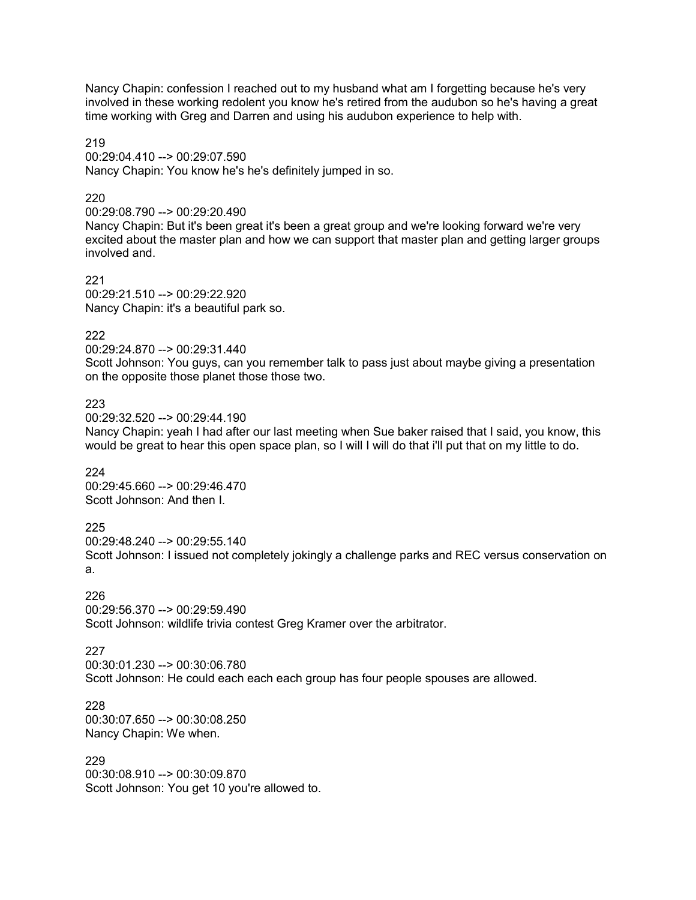Nancy Chapin: confession I reached out to my husband what am I forgetting because he's very involved in these working redolent you know he's retired from the audubon so he's having a great time working with Greg and Darren and using his audubon experience to help with.

219
00:29:04.410 --> 00:29:07.590
Nancy Chapin: You know he's he's definitely jumped in so.

220
00:29:08.790 --> 00:29:20.490
Nancy Chapin: But it's been great it's been a great group and we're looking forward we're very excited about the master plan and how we can support that master plan and getting larger groups involved and.

221
00:29:21.510 --> 00:29:22.920
Nancy Chapin: it's a beautiful park so.

222
00:29:24.870 --> 00:29:31.440
Scott Johnson: You guys, can you remember talk to pass just about maybe giving a presentation on the opposite those planet those those two.

223
00:29:32.520 --> 00:29:44.190
Nancy Chapin: yeah I had after our last meeting when Sue baker raised that I said, you know, this would be great to hear this open space plan, so I will I will do that i'll put that on my little to do.

224
00:29:45.660 --> 00:29:46.470
Scott Johnson: And then I.

225
00:29:48.240 --> 00:29:55.140
Scott Johnson: I issued not completely jokingly a challenge parks and REC versus conservation on a.

226
00:29:56.370 --> 00:29:59.490
Scott Johnson: wildlife trivia contest Greg Kramer over the arbitrator.

227
00:30:01.230 --> 00:30:06.780
Scott Johnson: He could each each each group has four people spouses are allowed.

228
00:30:07.650 --> 00:30:08.250
Nancy Chapin: We when.

229
00:30:08.910 --> 00:30:09.870
Scott Johnson: You get 10 you're allowed to.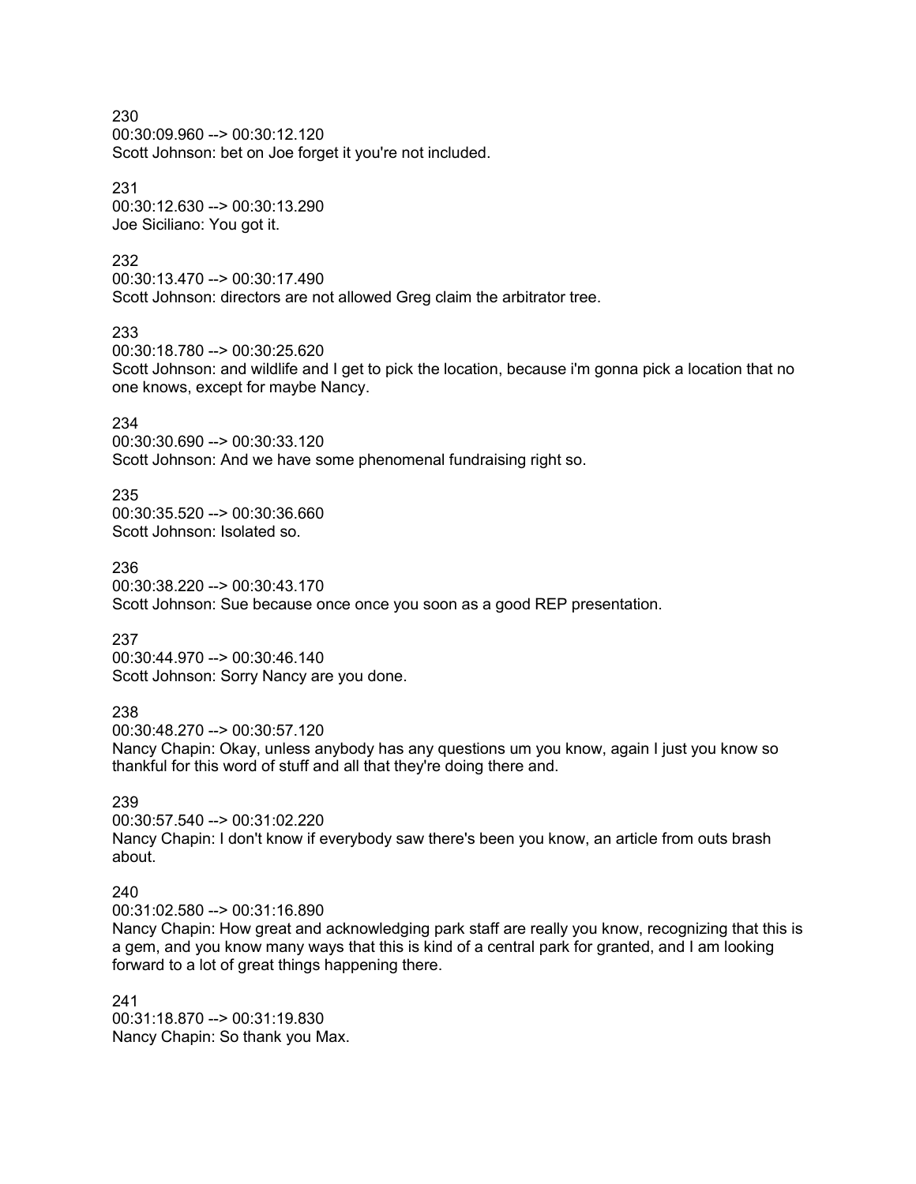230
00:30:09.960 --> 00:30:12.120
Scott Johnson: bet on Joe forget it you're not included.

231
00:30:12.630 --> 00:30:13.290
Joe Siciliano: You got it.

232
00:30:13.470 --> 00:30:17.490
Scott Johnson: directors are not allowed Greg claim the arbitrator tree.

233
00:30:18.780 --> 00:30:25.620
Scott Johnson: and wildlife and I get to pick the location, because i'm gonna pick a location that no one knows, except for maybe Nancy.

234
00:30:30.690 --> 00:30:33.120
Scott Johnson: And we have some phenomenal fundraising right so.

235
00:30:35.520 --> 00:30:36.660
Scott Johnson: Isolated so.

236
00:30:38.220 --> 00:30:43.170
Scott Johnson: Sue because once once you soon as a good REP presentation.

237
00:30:44.970 --> 00:30:46.140
Scott Johnson: Sorry Nancy are you done.

238
00:30:48.270 --> 00:30:57.120
Nancy Chapin: Okay, unless anybody has any questions um you know, again I just you know so thankful for this word of stuff and all that they're doing there and.

239
00:30:57.540 --> 00:31:02.220
Nancy Chapin: I don't know if everybody saw there's been you know, an article from outs brash about.

240
00:31:02.580 --> 00:31:16.890
Nancy Chapin: How great and acknowledging park staff are really you know, recognizing that this is a gem, and you know many ways that this is kind of a central park for granted, and I am looking forward to a lot of great things happening there.

241
00:31:18.870 --> 00:31:19.830
Nancy Chapin: So thank you Max.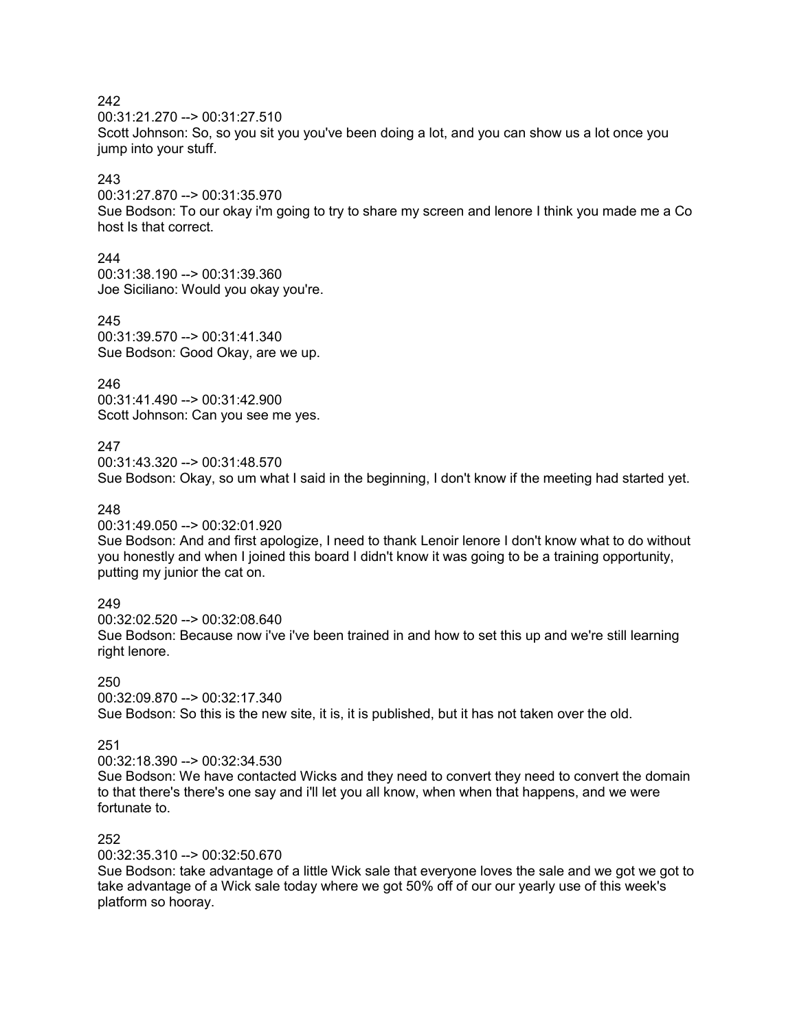242
00:31:21.270 --> 00:31:27.510
Scott Johnson: So, so you sit you you've been doing a lot, and you can show us a lot once you jump into your stuff.

243
00:31:27.870 --> 00:31:35.970
Sue Bodson: To our okay i'm going to try to share my screen and lenore I think you made me a Co host Is that correct.

244
00:31:38.190 --> 00:31:39.360
Joe Siciliano: Would you okay you're.

245
00:31:39.570 --> 00:31:41.340
Sue Bodson: Good Okay, are we up.

246
00:31:41.490 --> 00:31:42.900
Scott Johnson: Can you see me yes.

247
00:31:43.320 --> 00:31:48.570
Sue Bodson: Okay, so um what I said in the beginning, I don't know if the meeting had started yet.

248
00:31:49.050 --> 00:32:01.920
Sue Bodson: And and first apologize, I need to thank Lenoir lenore I don't know what to do without you honestly and when I joined this board I didn't know it was going to be a training opportunity, putting my junior the cat on.

249
00:32:02.520 --> 00:32:08.640
Sue Bodson: Because now i've i've been trained in and how to set this up and we're still learning right lenore.

250
00:32:09.870 --> 00:32:17.340
Sue Bodson: So this is the new site, it is, it is published, but it has not taken over the old.

251
00:32:18.390 --> 00:32:34.530
Sue Bodson: We have contacted Wicks and they need to convert they need to convert the domain to that there's there's one say and i'll let you all know, when when that happens, and we were fortunate to.

252
00:32:35.310 --> 00:32:50.670
Sue Bodson: take advantage of a little Wick sale that everyone loves the sale and we got we got to take advantage of a Wick sale today where we got 50% off of our our yearly use of this week's platform so hooray.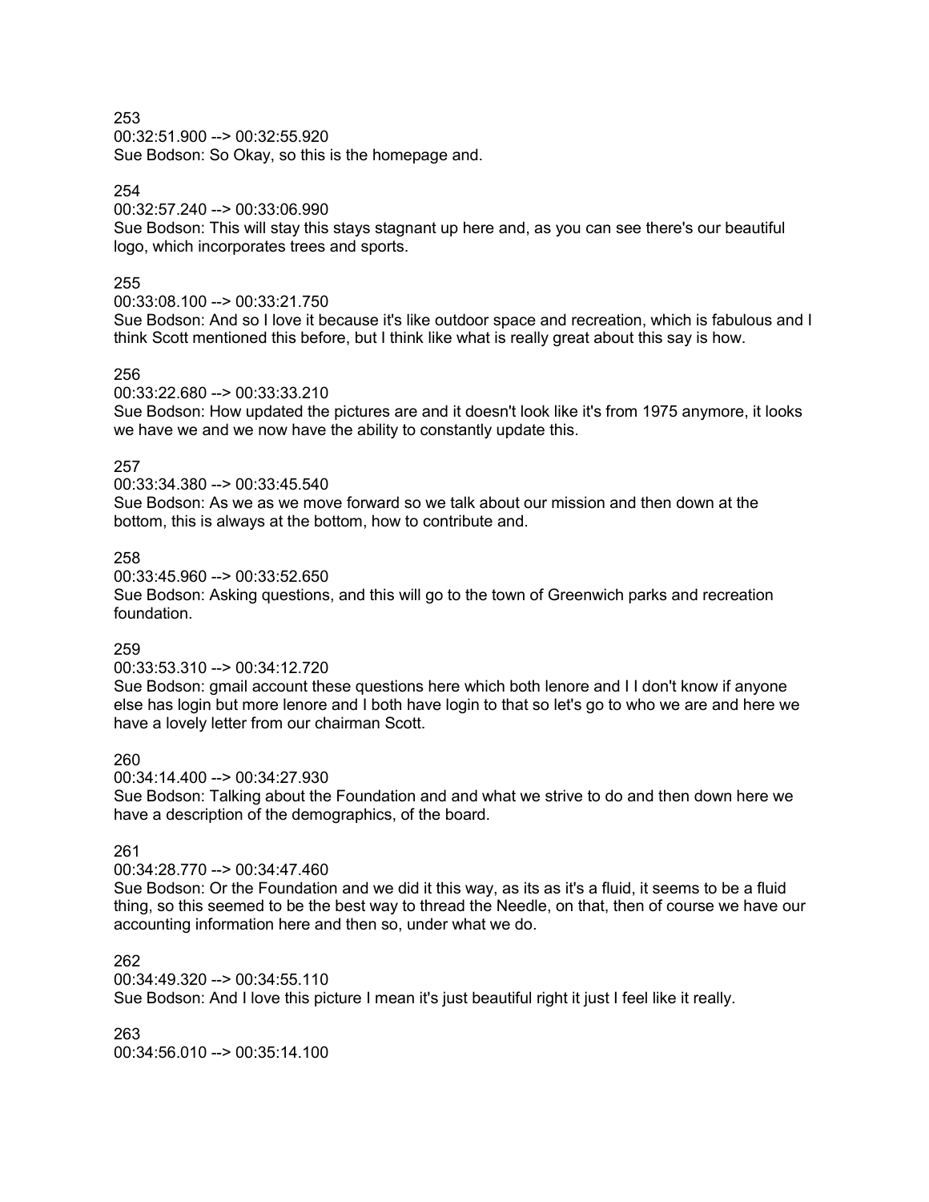253
00:32:51.900 --> 00:32:55.920
Sue Bodson: So Okay, so this is the homepage and.

254
00:32:57.240 --> 00:33:06.990
Sue Bodson: This will stay this stays stagnant up here and, as you can see there's our beautiful logo, which incorporates trees and sports.

255
00:33:08.100 --> 00:33:21.750
Sue Bodson: And so I love it because it's like outdoor space and recreation, which is fabulous and I think Scott mentioned this before, but I think like what is really great about this say is how.

256
00:33:22.680 --> 00:33:33.210
Sue Bodson: How updated the pictures are and it doesn't look like it's from 1975 anymore, it looks we have we and we now have the ability to constantly update this.

257
00:33:34.380 --> 00:33:45.540
Sue Bodson: As we as we move forward so we talk about our mission and then down at the bottom, this is always at the bottom, how to contribute and.

258
00:33:45.960 --> 00:33:52.650
Sue Bodson: Asking questions, and this will go to the town of Greenwich parks and recreation foundation.

259
00:33:53.310 --> 00:34:12.720
Sue Bodson: gmail account these questions here which both lenore and I I don't know if anyone else has login but more lenore and I both have login to that so let's go to who we are and here we have a lovely letter from our chairman Scott.

260
00:34:14.400 --> 00:34:27.930
Sue Bodson: Talking about the Foundation and and what we strive to do and then down here we have a description of the demographics, of the board.

261
00:34:28.770 --> 00:34:47.460
Sue Bodson: Or the Foundation and we did it this way, as its as it's a fluid, it seems to be a fluid thing, so this seemed to be the best way to thread the Needle, on that, then of course we have our accounting information here and then so, under what we do.

262
00:34:49.320 --> 00:34:55.110
Sue Bodson: And I love this picture I mean it's just beautiful right it just I feel like it really.

263
00:34:56.010 --> 00:35:14.100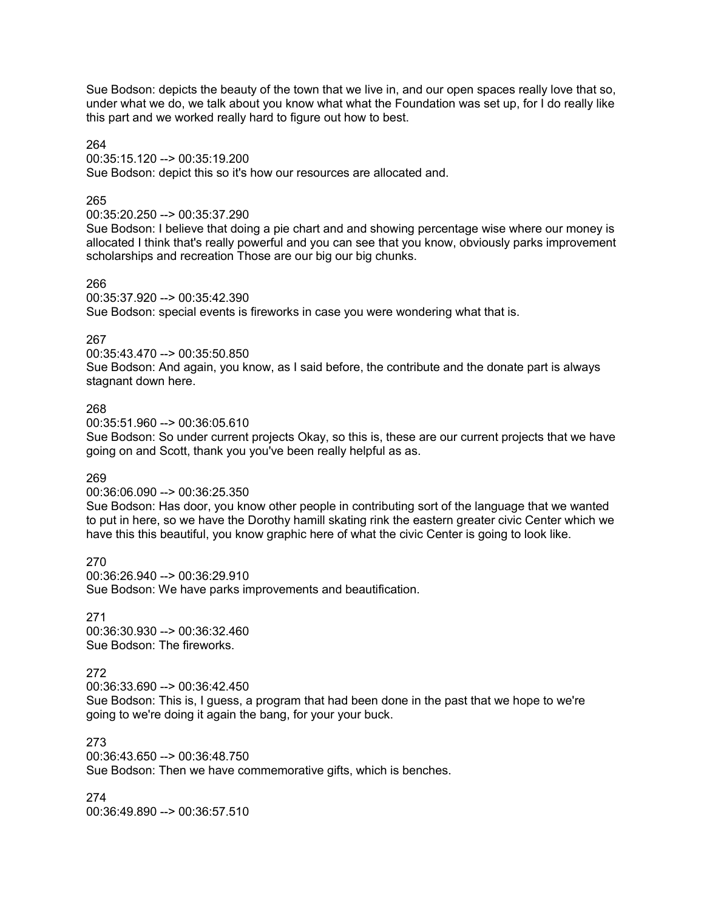Sue Bodson: depicts the beauty of the town that we live in, and our open spaces really love that so, under what we do, we talk about you know what what the Foundation was set up, for I do really like this part and we worked really hard to figure out how to best.

264
00:35:15.120 --> 00:35:19.200
Sue Bodson: depict this so it's how our resources are allocated and.

265
00:35:20.250 --> 00:35:37.290
Sue Bodson: I believe that doing a pie chart and and showing percentage wise where our money is allocated I think that's really powerful and you can see that you know, obviously parks improvement scholarships and recreation Those are our big our big chunks.

266
00:35:37.920 --> 00:35:42.390
Sue Bodson: special events is fireworks in case you were wondering what that is.

267
00:35:43.470 --> 00:35:50.850
Sue Bodson: And again, you know, as I said before, the contribute and the donate part is always stagnant down here.

268
00:35:51.960 --> 00:36:05.610
Sue Bodson: So under current projects Okay, so this is, these are our current projects that we have going on and Scott, thank you you've been really helpful as as.

269
00:36:06.090 --> 00:36:25.350
Sue Bodson: Has door, you know other people in contributing sort of the language that we wanted to put in here, so we have the Dorothy hamill skating rink the eastern greater civic Center which we have this this beautiful, you know graphic here of what the civic Center is going to look like.

270
00:36:26.940 --> 00:36:29.910
Sue Bodson: We have parks improvements and beautification.

271
00:36:30.930 --> 00:36:32.460
Sue Bodson: The fireworks.

272
00:36:33.690 --> 00:36:42.450
Sue Bodson: This is, I guess, a program that had been done in the past that we hope to we're going to we're doing it again the bang, for your your buck.

273
00:36:43.650 --> 00:36:48.750
Sue Bodson: Then we have commemorative gifts, which is benches.

274
00:36:49.890 --> 00:36:57.510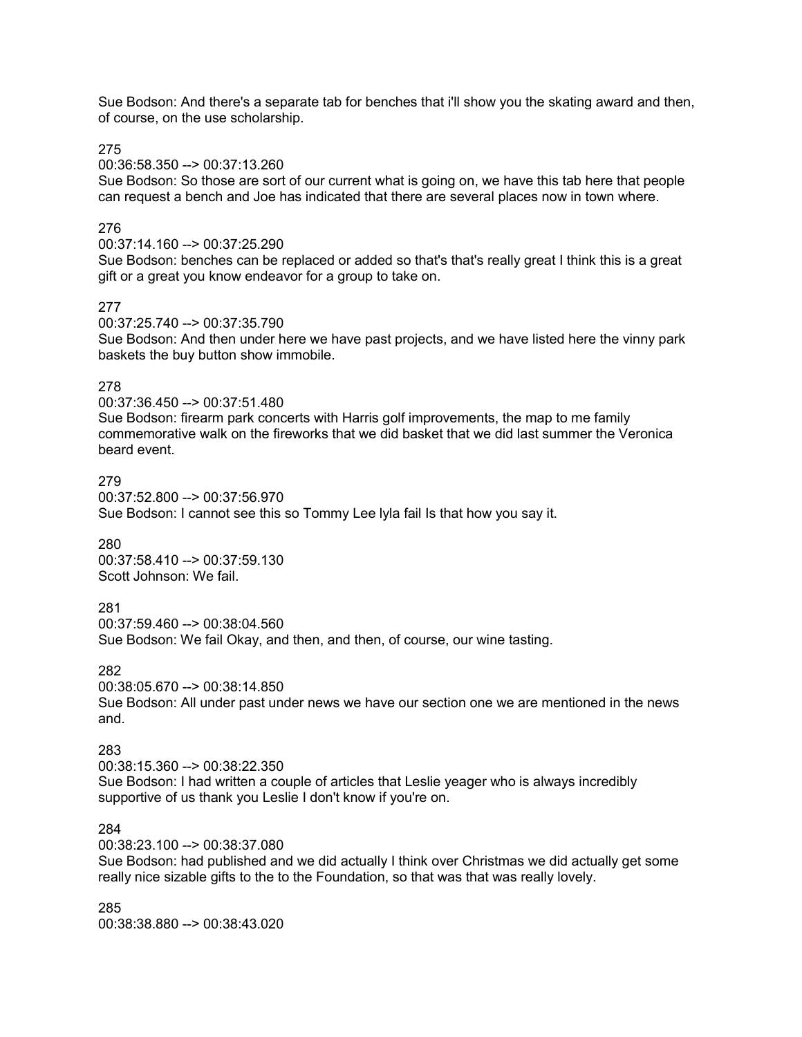Sue Bodson: And there's a separate tab for benches that i'll show you the skating award and then, of course, on the use scholarship.

275
00:36:58.350 --> 00:37:13.260
Sue Bodson: So those are sort of our current what is going on, we have this tab here that people can request a bench and Joe has indicated that there are several places now in town where.

276
00:37:14.160 --> 00:37:25.290
Sue Bodson: benches can be replaced or added so that's that's really great I think this is a great gift or a great you know endeavor for a group to take on.

277
00:37:25.740 --> 00:37:35.790
Sue Bodson: And then under here we have past projects, and we have listed here the vinny park baskets the buy button show immobile.

278
00:37:36.450 --> 00:37:51.480
Sue Bodson: firearm park concerts with Harris golf improvements, the map to me family commemorative walk on the fireworks that we did basket that we did last summer the Veronica beard event.

279
00:37:52.800 --> 00:37:56.970
Sue Bodson: I cannot see this so Tommy Lee lyla fail Is that how you say it.

280
00:37:58.410 --> 00:37:59.130
Scott Johnson: We fail.

281
00:37:59.460 --> 00:38:04.560
Sue Bodson: We fail Okay, and then, and then, of course, our wine tasting.

282
00:38:05.670 --> 00:38:14.850
Sue Bodson: All under past under news we have our section one we are mentioned in the news and.

283
00:38:15.360 --> 00:38:22.350
Sue Bodson: I had written a couple of articles that Leslie yeager who is always incredibly supportive of us thank you Leslie I don't know if you're on.

284
00:38:23.100 --> 00:38:37.080
Sue Bodson: had published and we did actually I think over Christmas we did actually get some really nice sizable gifts to the to the Foundation, so that was that was really lovely.

285
00:38:38.880 --> 00:38:43.020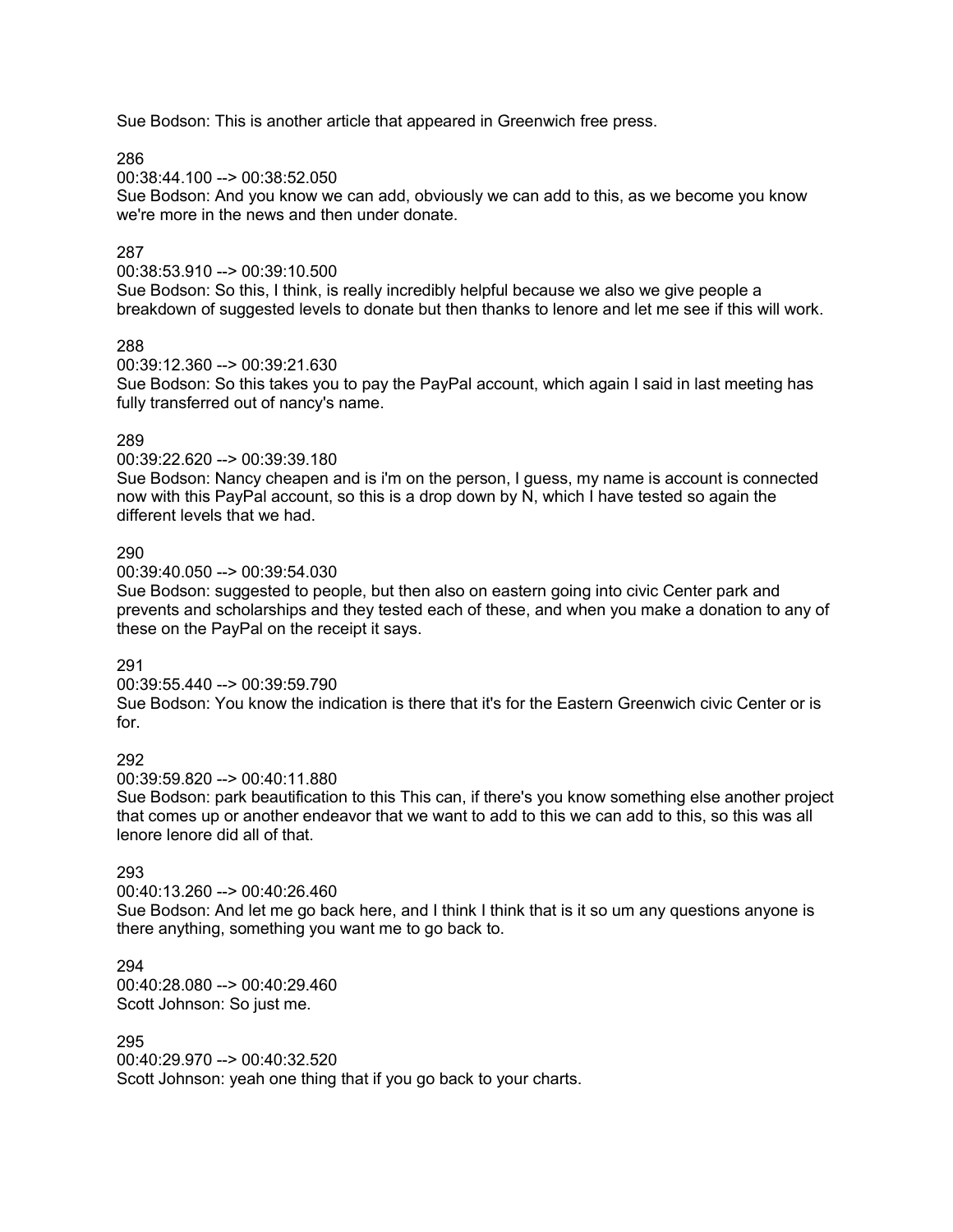Sue Bodson: This is another article that appeared in Greenwich free press.

286
00:38:44.100 --> 00:38:52.050
Sue Bodson: And you know we can add, obviously we can add to this, as we become you know we're more in the news and then under donate.

287
00:38:53.910 --> 00:39:10.500
Sue Bodson: So this, I think, is really incredibly helpful because we also we give people a breakdown of suggested levels to donate but then thanks to lenore and let me see if this will work.

288
00:39:12.360 --> 00:39:21.630
Sue Bodson: So this takes you to pay the PayPal account, which again I said in last meeting has fully transferred out of nancy's name.

289
00:39:22.620 --> 00:39:39.180
Sue Bodson: Nancy cheapen and is i'm on the person, I guess, my name is account is connected now with this PayPal account, so this is a drop down by N, which I have tested so again the different levels that we had.

290
00:39:40.050 --> 00:39:54.030
Sue Bodson: suggested to people, but then also on eastern going into civic Center park and prevents and scholarships and they tested each of these, and when you make a donation to any of these on the PayPal on the receipt it says.

291
00:39:55.440 --> 00:39:59.790
Sue Bodson: You know the indication is there that it's for the Eastern Greenwich civic Center or is for.

292
00:39:59.820 --> 00:40:11.880
Sue Bodson: park beautification to this This can, if there's you know something else another project that comes up or another endeavor that we want to add to this we can add to this, so this was all lenore lenore did all of that.

293
00:40:13.260 --> 00:40:26.460
Sue Bodson: And let me go back here, and I think I think that is it so um any questions anyone is there anything, something you want me to go back to.

294
00:40:28.080 --> 00:40:29.460
Scott Johnson: So just me.

295
00:40:29.970 --> 00:40:32.520
Scott Johnson: yeah one thing that if you go back to your charts.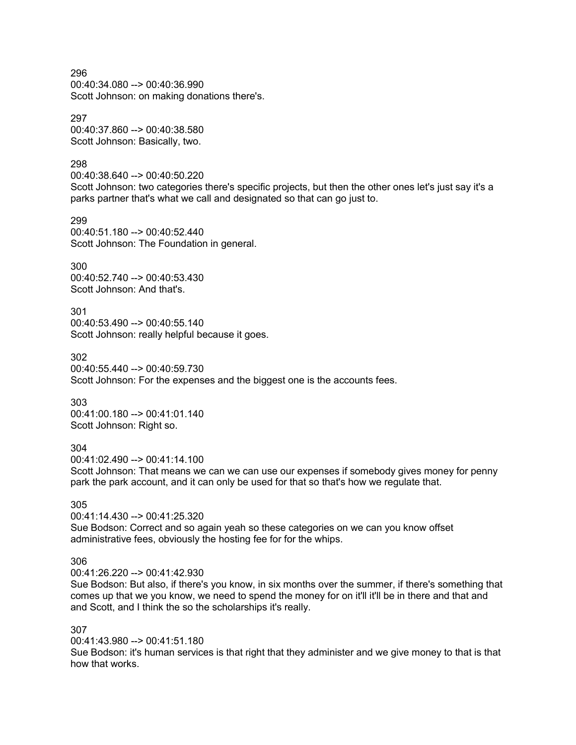296
00:40:34.080 --> 00:40:36.990
Scott Johnson: on making donations there's.

297
00:40:37.860 --> 00:40:38.580
Scott Johnson: Basically, two.

298
00:40:38.640 --> 00:40:50.220
Scott Johnson: two categories there's specific projects, but then the other ones let's just say it's a parks partner that's what we call and designated so that can go just to.

299
00:40:51.180 --> 00:40:52.440
Scott Johnson: The Foundation in general.

300
00:40:52.740 --> 00:40:53.430
Scott Johnson: And that's.

301
00:40:53.490 --> 00:40:55.140
Scott Johnson: really helpful because it goes.

302
00:40:55.440 --> 00:40:59.730
Scott Johnson: For the expenses and the biggest one is the accounts fees.

303
00:41:00.180 --> 00:41:01.140
Scott Johnson: Right so.

304
00:41:02.490 --> 00:41:14.100
Scott Johnson: That means we can we can use our expenses if somebody gives money for penny park the park account, and it can only be used for that so that's how we regulate that.

305
00:41:14.430 --> 00:41:25.320
Sue Bodson: Correct and so again yeah so these categories on we can you know offset administrative fees, obviously the hosting fee for for the whips.

306
00:41:26.220 --> 00:41:42.930
Sue Bodson: But also, if there's you know, in six months over the summer, if there's something that comes up that we you know, we need to spend the money for on it'll it'll be in there and that and and Scott, and I think the so the scholarships it's really.

307
00:41:43.980 --> 00:41:51.180
Sue Bodson: it's human services is that right that they administer and we give money to that is that how that works.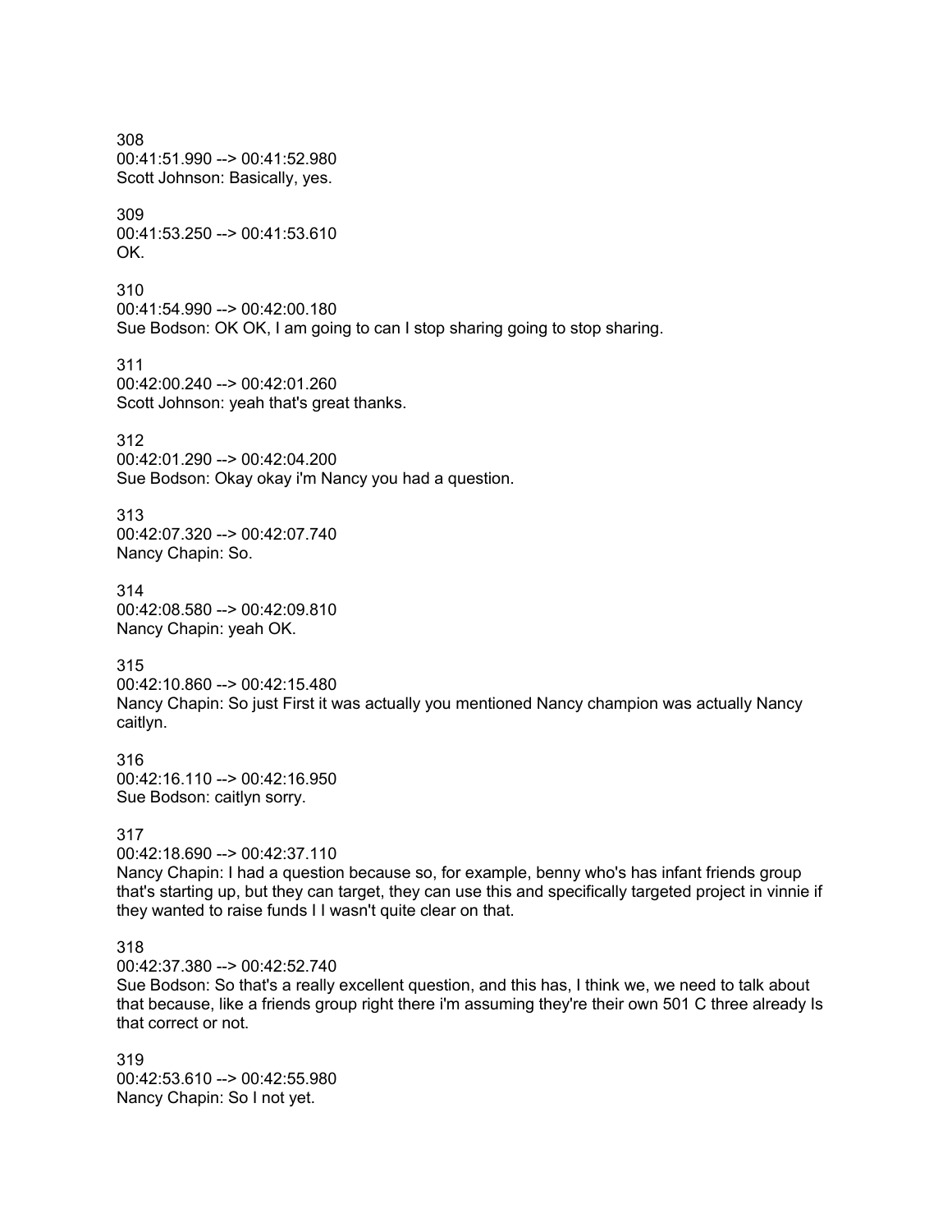308
00:41:51.990 --> 00:41:52.980
Scott Johnson: Basically, yes.

309
00:41:53.250 --> 00:41:53.610
OK.

310
00:41:54.990 --> 00:42:00.180
Sue Bodson: OK OK, I am going to can I stop sharing going to stop sharing.

311
00:42:00.240 --> 00:42:01.260
Scott Johnson: yeah that's great thanks.

312
00:42:01.290 --> 00:42:04.200
Sue Bodson: Okay okay i'm Nancy you had a question.

313
00:42:07.320 --> 00:42:07.740
Nancy Chapin: So.

314
00:42:08.580 --> 00:42:09.810
Nancy Chapin: yeah OK.

315
00:42:10.860 --> 00:42:15.480
Nancy Chapin: So just First it was actually you mentioned Nancy champion was actually Nancy caitlyn.

316
00:42:16.110 --> 00:42:16.950
Sue Bodson: caitlyn sorry.

317
00:42:18.690 --> 00:42:37.110
Nancy Chapin: I had a question because so, for example, benny who's has infant friends group that's starting up, but they can target, they can use this and specifically targeted project in vinnie if they wanted to raise funds I I wasn't quite clear on that.

318
00:42:37.380 --> 00:42:52.740
Sue Bodson: So that's a really excellent question, and this has, I think we, we need to talk about that because, like a friends group right there i'm assuming they're their own 501 C three already Is that correct or not.

319
00:42:53.610 --> 00:42:55.980
Nancy Chapin: So I not yet.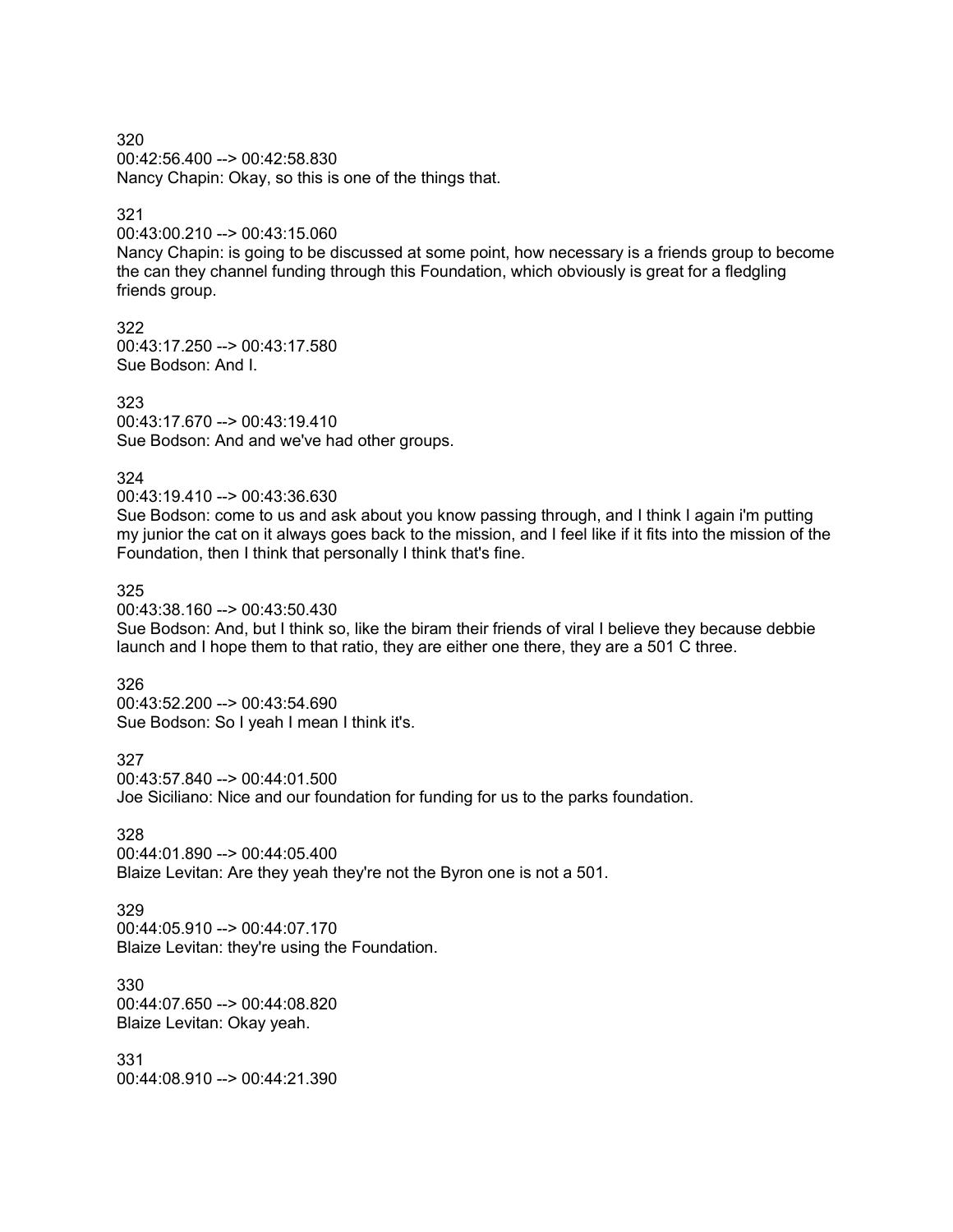320
00:42:56.400 --> 00:42:58.830
Nancy Chapin: Okay, so this is one of the things that.

321
00:43:00.210 --> 00:43:15.060
Nancy Chapin: is going to be discussed at some point, how necessary is a friends group to become the can they channel funding through this Foundation, which obviously is great for a fledgling friends group.

322
00:43:17.250 --> 00:43:17.580
Sue Bodson: And I.

323
00:43:17.670 --> 00:43:19.410
Sue Bodson: And and we've had other groups.

324
00:43:19.410 --> 00:43:36.630
Sue Bodson: come to us and ask about you know passing through, and I think I again i'm putting my junior the cat on it always goes back to the mission, and I feel like if it fits into the mission of the Foundation, then I think that personally I think that's fine.

325
00:43:38.160 --> 00:43:50.430
Sue Bodson: And, but I think so, like the biram their friends of viral I believe they because debbie launch and I hope them to that ratio, they are either one there, they are a 501 C three.

326
00:43:52.200 --> 00:43:54.690
Sue Bodson: So I yeah I mean I think it's.

327
00:43:57.840 --> 00:44:01.500
Joe Siciliano: Nice and our foundation for funding for us to the parks foundation.

328
00:44:01.890 --> 00:44:05.400
Blaize Levitan: Are they yeah they're not the Byron one is not a 501.

329
00:44:05.910 --> 00:44:07.170
Blaize Levitan: they're using the Foundation.

330
00:44:07.650 --> 00:44:08.820
Blaize Levitan: Okay yeah.

331
00:44:08.910 --> 00:44:21.390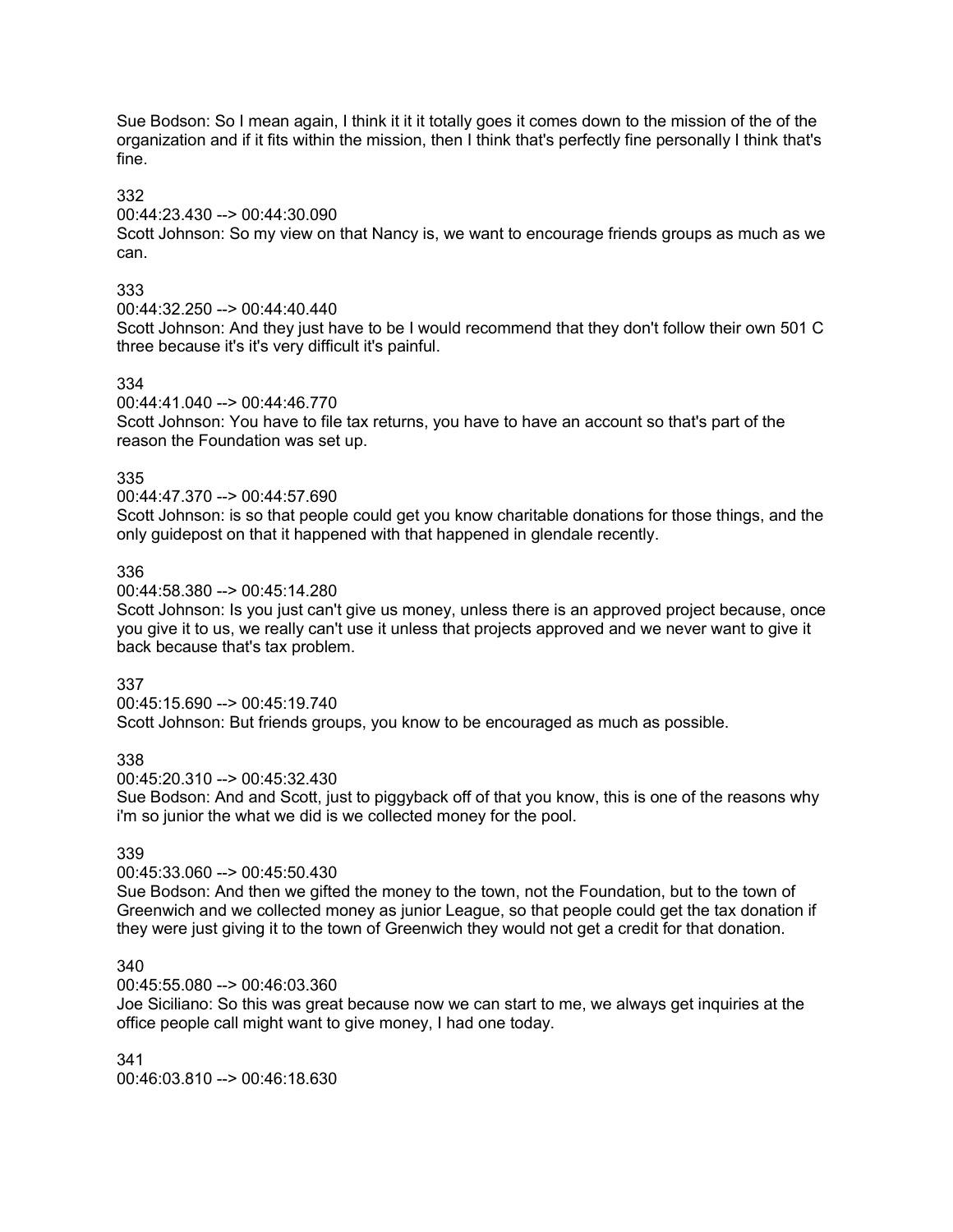Sue Bodson: So I mean again, I think it it it totally goes it comes down to the mission of the of the organization and if it fits within the mission, then I think that's perfectly fine personally I think that's fine.

332
00:44:23.430 --> 00:44:30.090
Scott Johnson: So my view on that Nancy is, we want to encourage friends groups as much as we can.

333
00:44:32.250 --> 00:44:40.440
Scott Johnson: And they just have to be I would recommend that they don't follow their own 501 C three because it's it's very difficult it's painful.

334
00:44:41.040 --> 00:44:46.770
Scott Johnson: You have to file tax returns, you have to have an account so that's part of the reason the Foundation was set up.

335
00:44:47.370 --> 00:44:57.690
Scott Johnson: is so that people could get you know charitable donations for those things, and the only guidepost on that it happened with that happened in glendale recently.

336
00:44:58.380 --> 00:45:14.280
Scott Johnson: Is you just can't give us money, unless there is an approved project because, once you give it to us, we really can't use it unless that projects approved and we never want to give it back because that's tax problem.

337
00:45:15.690 --> 00:45:19.740
Scott Johnson: But friends groups, you know to be encouraged as much as possible.

338
00:45:20.310 --> 00:45:32.430
Sue Bodson: And and Scott, just to piggyback off of that you know, this is one of the reasons why i'm so junior the what we did is we collected money for the pool.

339
00:45:33.060 --> 00:45:50.430
Sue Bodson: And then we gifted the money to the town, not the Foundation, but to the town of Greenwich and we collected money as junior League, so that people could get the tax donation if they were just giving it to the town of Greenwich they would not get a credit for that donation.

340
00:45:55.080 --> 00:46:03.360
Joe Siciliano: So this was great because now we can start to me, we always get inquiries at the office people call might want to give money, I had one today.

341
00:46:03.810 --> 00:46:18.630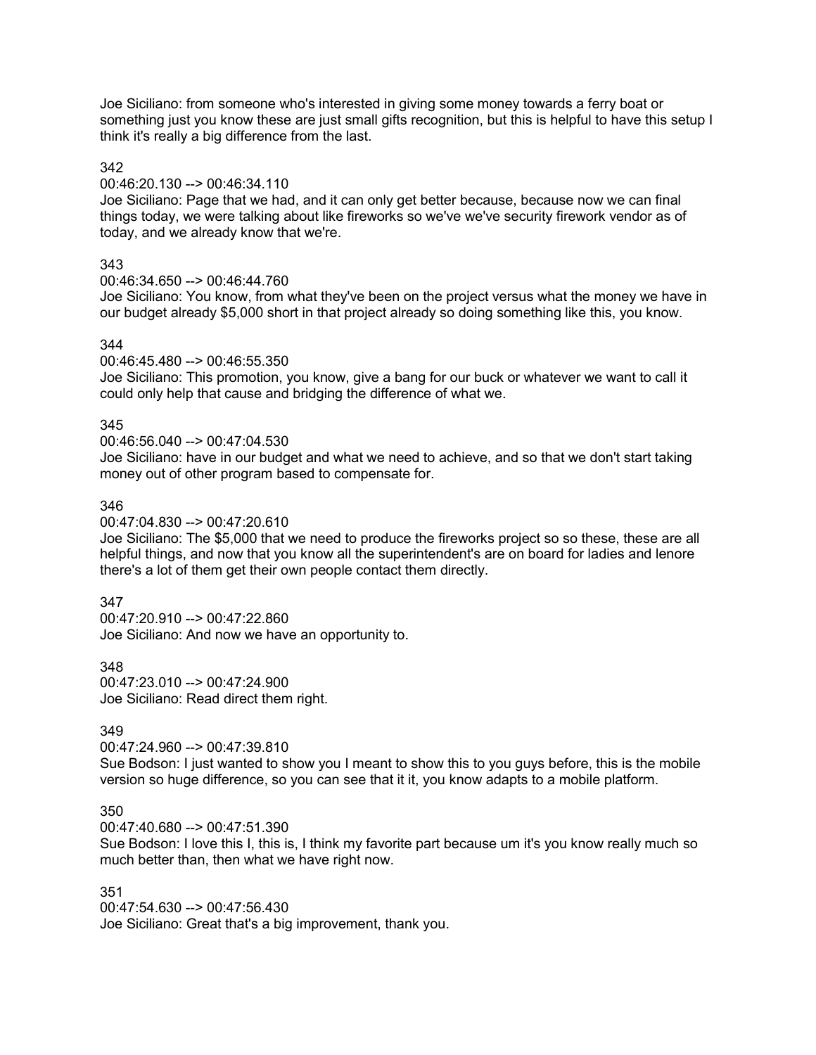Joe Siciliano: from someone who's interested in giving some money towards a ferry boat or something just you know these are just small gifts recognition, but this is helpful to have this setup I think it's really a big difference from the last.

342

00:46:20.130 --> 00:46:34.110

Joe Siciliano: Page that we had, and it can only get better because, because now we can final things today, we were talking about like fireworks so we've we've security firework vendor as of today, and we already know that we're.

343

00:46:34.650 --> 00:46:44.760

Joe Siciliano: You know, from what they've been on the project versus what the money we have in our budget already $5,000 short in that project already so doing something like this, you know.

344

00:46:45.480 --> 00:46:55.350

Joe Siciliano: This promotion, you know, give a bang for our buck or whatever we want to call it could only help that cause and bridging the difference of what we.

345

00:46:56.040 --> 00:47:04.530

Joe Siciliano: have in our budget and what we need to achieve, and so that we don't start taking money out of other program based to compensate for.

346

00:47:04.830 --> 00:47:20.610

Joe Siciliano: The $5,000 that we need to produce the fireworks project so so these, these are all helpful things, and now that you know all the superintendent's are on board for ladies and lenore there's a lot of them get their own people contact them directly.

347

00:47:20.910 --> 00:47:22.860

Joe Siciliano: And now we have an opportunity to.

348

00:47:23.010 --> 00:47:24.900

Joe Siciliano: Read direct them right.

349

00:47:24.960 --> 00:47:39.810

Sue Bodson: I just wanted to show you I meant to show this to you guys before, this is the mobile version so huge difference, so you can see that it it, you know adapts to a mobile platform.

350

00:47:40.680 --> 00:47:51.390

Sue Bodson: I love this I, this is, I think my favorite part because um it's you know really much so much better than, then what we have right now.

351

00:47:54.630 --> 00:47:56.430

Joe Siciliano: Great that's a big improvement, thank you.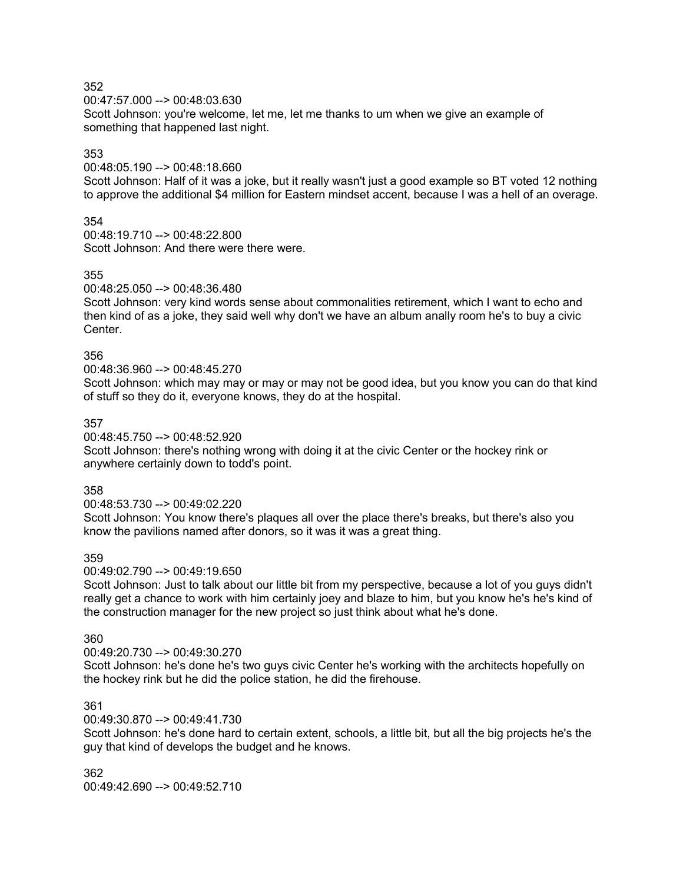352
00:47:57.000 --> 00:48:03.630
Scott Johnson: you're welcome, let me, let me thanks to um when we give an example of something that happened last night.

353
00:48:05.190 --> 00:48:18.660
Scott Johnson: Half of it was a joke, but it really wasn't just a good example so BT voted 12 nothing to approve the additional $4 million for Eastern mindset accent, because I was a hell of an overage.

354
00:48:19.710 --> 00:48:22.800
Scott Johnson: And there were there were.

355
00:48:25.050 --> 00:48:36.480
Scott Johnson: very kind words sense about commonalities retirement, which I want to echo and then kind of as a joke, they said well why don't we have an album anally room he's to buy a civic Center.

356
00:48:36.960 --> 00:48:45.270
Scott Johnson: which may may or may or may not be good idea, but you know you can do that kind of stuff so they do it, everyone knows, they do at the hospital.

357
00:48:45.750 --> 00:48:52.920
Scott Johnson: there's nothing wrong with doing it at the civic Center or the hockey rink or anywhere certainly down to todd's point.

358
00:48:53.730 --> 00:49:02.220
Scott Johnson: You know there's plaques all over the place there's breaks, but there's also you know the pavilions named after donors, so it was it was a great thing.

359
00:49:02.790 --> 00:49:19.650
Scott Johnson: Just to talk about our little bit from my perspective, because a lot of you guys didn't really get a chance to work with him certainly joey and blaze to him, but you know he's he's kind of the construction manager for the new project so just think about what he's done.

360
00:49:20.730 --> 00:49:30.270
Scott Johnson: he's done he's two guys civic Center he's working with the architects hopefully on the hockey rink but he did the police station, he did the firehouse.

361
00:49:30.870 --> 00:49:41.730
Scott Johnson: he's done hard to certain extent, schools, a little bit, but all the big projects he's the guy that kind of develops the budget and he knows.

362
00:49:42.690 --> 00:49:52.710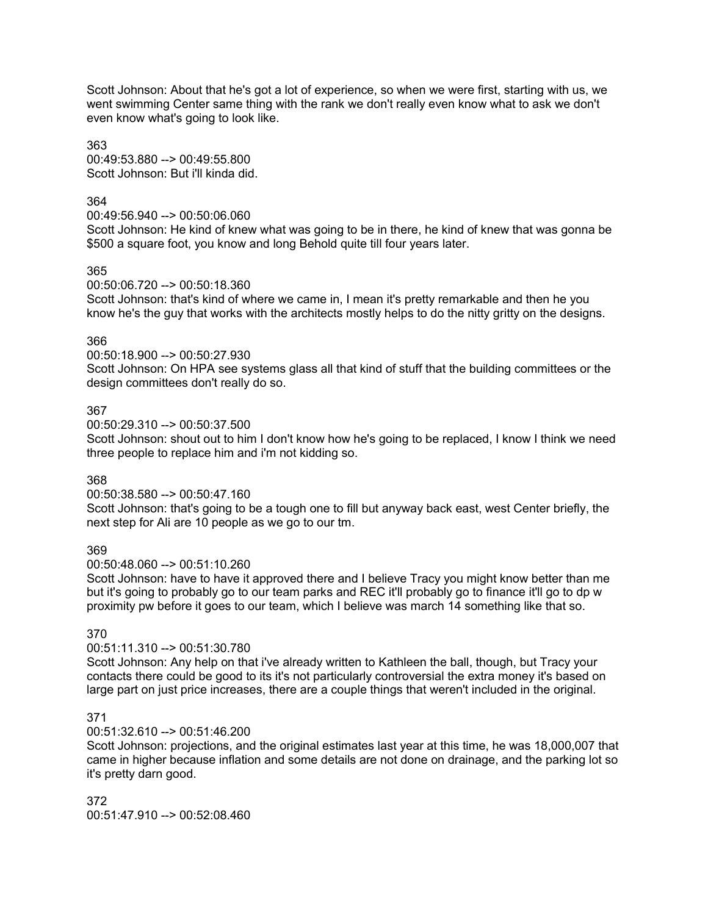Scott Johnson: About that he's got a lot of experience, so when we were first, starting with us, we went swimming Center same thing with the rank we don't really even know what to ask we don't even know what's going to look like.

363
00:49:53.880 --> 00:49:55.800
Scott Johnson: But i'll kinda did.

364
00:49:56.940 --> 00:50:06.060
Scott Johnson: He kind of knew what was going to be in there, he kind of knew that was gonna be $500 a square foot, you know and long Behold quite till four years later.

365
00:50:06.720 --> 00:50:18.360
Scott Johnson: that's kind of where we came in, I mean it's pretty remarkable and then he you know he's the guy that works with the architects mostly helps to do the nitty gritty on the designs.

366
00:50:18.900 --> 00:50:27.930
Scott Johnson: On HPA see systems glass all that kind of stuff that the building committees or the design committees don't really do so.

367
00:50:29.310 --> 00:50:37.500
Scott Johnson: shout out to him I don't know how he's going to be replaced, I know I think we need three people to replace him and i'm not kidding so.

368
00:50:38.580 --> 00:50:47.160
Scott Johnson: that's going to be a tough one to fill but anyway back east, west Center briefly, the next step for Ali are 10 people as we go to our tm.

369
00:50:48.060 --> 00:51:10.260
Scott Johnson: have to have it approved there and I believe Tracy you might know better than me but it's going to probably go to our team parks and REC it'll probably go to finance it'll go to dp w proximity pw before it goes to our team, which I believe was march 14 something like that so.

370
00:51:11.310 --> 00:51:30.780
Scott Johnson: Any help on that i've already written to Kathleen the ball, though, but Tracy your contacts there could be good to its it's not particularly controversial the extra money it's based on large part on just price increases, there are a couple things that weren't included in the original.

371
00:51:32.610 --> 00:51:46.200
Scott Johnson: projections, and the original estimates last year at this time, he was 18,000,007 that came in higher because inflation and some details are not done on drainage, and the parking lot so it's pretty darn good.

372
00:51:47.910 --> 00:52:08.460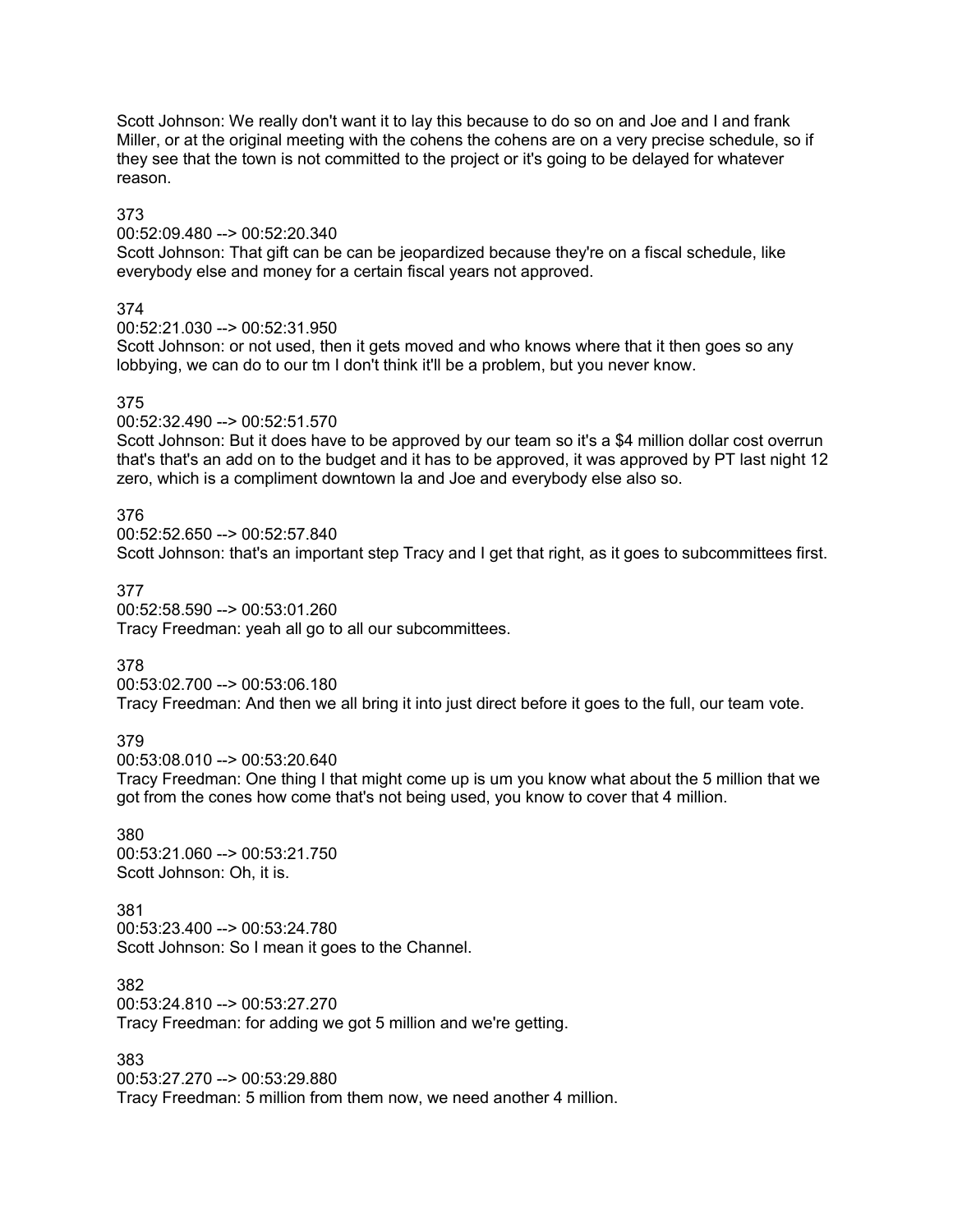Scott Johnson: We really don't want it to lay this because to do so on and Joe and I and frank Miller, or at the original meeting with the cohens the cohens are on a very precise schedule, so if they see that the town is not committed to the project or it's going to be delayed for whatever reason.

373
00:52:09.480 --> 00:52:20.340
Scott Johnson: That gift can be can be jeopardized because they're on a fiscal schedule, like everybody else and money for a certain fiscal years not approved.

374
00:52:21.030 --> 00:52:31.950
Scott Johnson: or not used, then it gets moved and who knows where that it then goes so any lobbying, we can do to our tm I don't think it'll be a problem, but you never know.

375
00:52:32.490 --> 00:52:51.570
Scott Johnson: But it does have to be approved by our team so it's a $4 million dollar cost overrun that's that's an add on to the budget and it has to be approved, it was approved by PT last night 12 zero, which is a compliment downtown la and Joe and everybody else also so.

376
00:52:52.650 --> 00:52:57.840
Scott Johnson: that's an important step Tracy and I get that right, as it goes to subcommittees first.

377
00:52:58.590 --> 00:53:01.260
Tracy Freedman: yeah all go to all our subcommittees.

378
00:53:02.700 --> 00:53:06.180
Tracy Freedman: And then we all bring it into just direct before it goes to the full, our team vote.

379
00:53:08.010 --> 00:53:20.640
Tracy Freedman: One thing I that might come up is um you know what about the 5 million that we got from the cones how come that's not being used, you know to cover that 4 million.

380
00:53:21.060 --> 00:53:21.750
Scott Johnson: Oh, it is.

381
00:53:23.400 --> 00:53:24.780
Scott Johnson: So I mean it goes to the Channel.

382
00:53:24.810 --> 00:53:27.270
Tracy Freedman: for adding we got 5 million and we're getting.

383
00:53:27.270 --> 00:53:29.880
Tracy Freedman: 5 million from them now, we need another 4 million.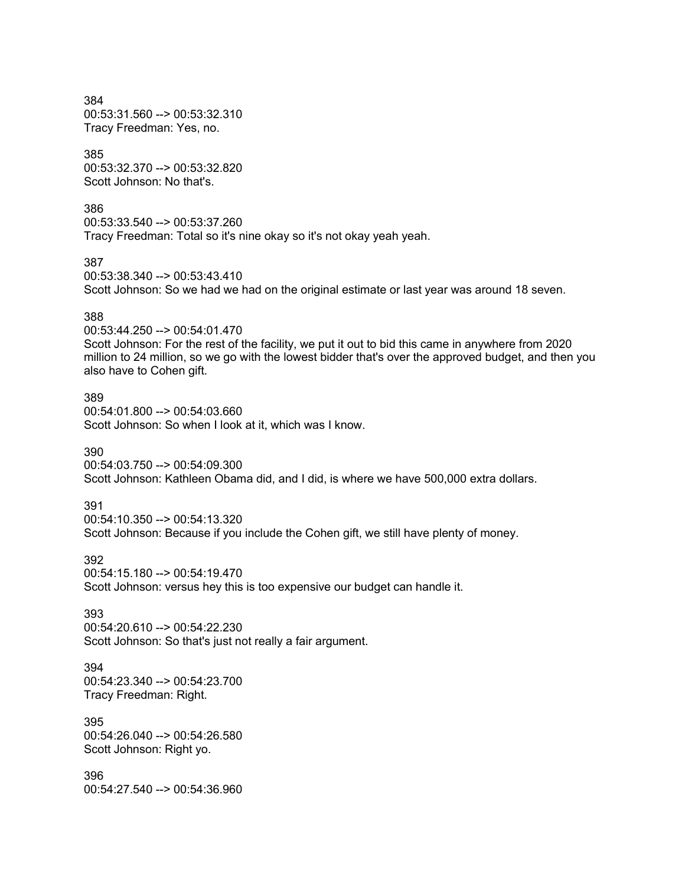384
00:53:31.560 --> 00:53:32.310
Tracy Freedman: Yes, no.

385
00:53:32.370 --> 00:53:32.820
Scott Johnson: No that's.

386
00:53:33.540 --> 00:53:37.260
Tracy Freedman: Total so it's nine okay so it's not okay yeah yeah.

387
00:53:38.340 --> 00:53:43.410
Scott Johnson: So we had we had on the original estimate or last year was around 18 seven.

388
00:53:44.250 --> 00:54:01.470
Scott Johnson: For the rest of the facility, we put it out to bid this came in anywhere from 2020 million to 24 million, so we go with the lowest bidder that's over the approved budget, and then you also have to Cohen gift.

389
00:54:01.800 --> 00:54:03.660
Scott Johnson: So when I look at it, which was I know.

390
00:54:03.750 --> 00:54:09.300
Scott Johnson: Kathleen Obama did, and I did, is where we have 500,000 extra dollars.

391
00:54:10.350 --> 00:54:13.320
Scott Johnson: Because if you include the Cohen gift, we still have plenty of money.

392
00:54:15.180 --> 00:54:19.470
Scott Johnson: versus hey this is too expensive our budget can handle it.

393
00:54:20.610 --> 00:54:22.230
Scott Johnson: So that's just not really a fair argument.

394
00:54:23.340 --> 00:54:23.700
Tracy Freedman: Right.

395
00:54:26.040 --> 00:54:26.580
Scott Johnson: Right yo.

396
00:54:27.540 --> 00:54:36.960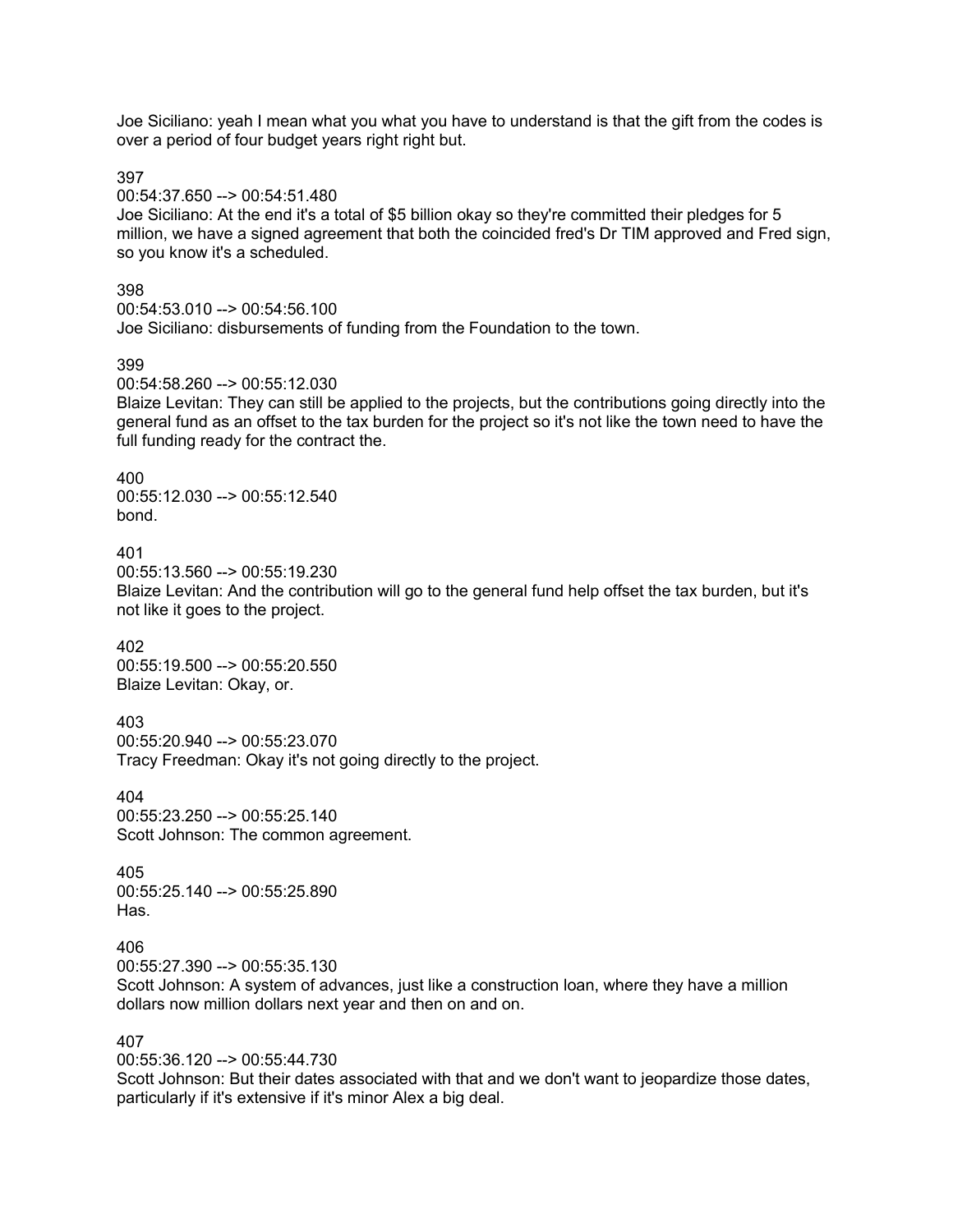Joe Siciliano: yeah I mean what you what you have to understand is that the gift from the codes is over a period of four budget years right right but.

397
00:54:37.650 --> 00:54:51.480
Joe Siciliano: At the end it's a total of $5 billion okay so they're committed their pledges for 5 million, we have a signed agreement that both the coincided fred's Dr TIM approved and Fred sign, so you know it's a scheduled.

398
00:54:53.010 --> 00:54:56.100
Joe Siciliano: disbursements of funding from the Foundation to the town.

399
00:54:58.260 --> 00:55:12.030
Blaize Levitan: They can still be applied to the projects, but the contributions going directly into the general fund as an offset to the tax burden for the project so it's not like the town need to have the full funding ready for the contract the.

400
00:55:12.030 --> 00:55:12.540
bond.

401
00:55:13.560 --> 00:55:19.230
Blaize Levitan: And the contribution will go to the general fund help offset the tax burden, but it's not like it goes to the project.

402
00:55:19.500 --> 00:55:20.550
Blaize Levitan: Okay, or.

403
00:55:20.940 --> 00:55:23.070
Tracy Freedman: Okay it's not going directly to the project.

404
00:55:23.250 --> 00:55:25.140
Scott Johnson: The common agreement.

405
00:55:25.140 --> 00:55:25.890
Has.

406
00:55:27.390 --> 00:55:35.130
Scott Johnson: A system of advances, just like a construction loan, where they have a million dollars now million dollars next year and then on and on.

407
00:55:36.120 --> 00:55:44.730
Scott Johnson: But their dates associated with that and we don't want to jeopardize those dates, particularly if it's extensive if it's minor Alex a big deal.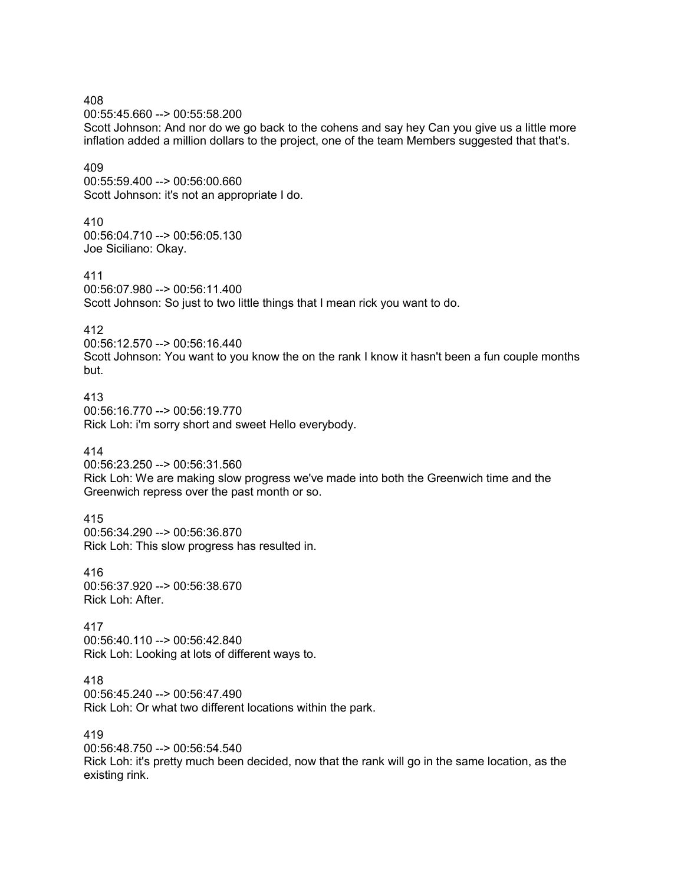408
00:55:45.660 --> 00:55:58.200
Scott Johnson: And nor do we go back to the cohens and say hey Can you give us a little more inflation added a million dollars to the project, one of the team Members suggested that that's.

409
00:55:59.400 --> 00:56:00.660
Scott Johnson: it's not an appropriate I do.

410
00:56:04.710 --> 00:56:05.130
Joe Siciliano: Okay.

411
00:56:07.980 --> 00:56:11.400
Scott Johnson: So just to two little things that I mean rick you want to do.

412
00:56:12.570 --> 00:56:16.440
Scott Johnson: You want to you know the on the rank I know it hasn't been a fun couple months but.

413
00:56:16.770 --> 00:56:19.770
Rick Loh: i'm sorry short and sweet Hello everybody.

414
00:56:23.250 --> 00:56:31.560
Rick Loh: We are making slow progress we've made into both the Greenwich time and the Greenwich repress over the past month or so.

415
00:56:34.290 --> 00:56:36.870
Rick Loh: This slow progress has resulted in.

416
00:56:37.920 --> 00:56:38.670
Rick Loh: After.

417
00:56:40.110 --> 00:56:42.840
Rick Loh: Looking at lots of different ways to.

418
00:56:45.240 --> 00:56:47.490
Rick Loh: Or what two different locations within the park.

419
00:56:48.750 --> 00:56:54.540
Rick Loh: it's pretty much been decided, now that the rank will go in the same location, as the existing rink.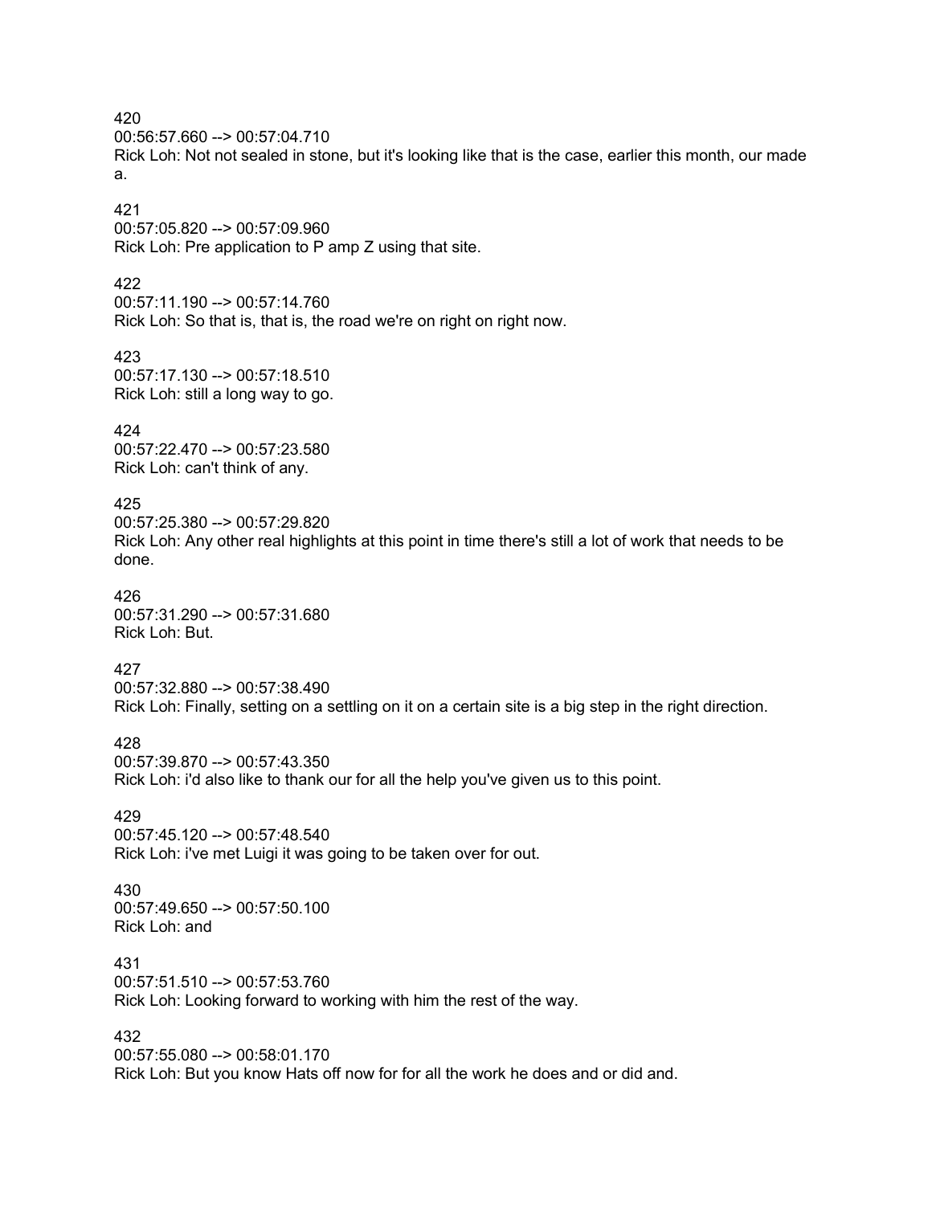420
00:56:57.660 --> 00:57:04.710
Rick Loh: Not not sealed in stone, but it's looking like that is the case, earlier this month, our made a.

421
00:57:05.820 --> 00:57:09.960
Rick Loh: Pre application to P amp Z using that site.

422
00:57:11.190 --> 00:57:14.760
Rick Loh: So that is, that is, the road we're on right on right now.

423
00:57:17.130 --> 00:57:18.510
Rick Loh: still a long way to go.

424
00:57:22.470 --> 00:57:23.580
Rick Loh: can't think of any.

425
00:57:25.380 --> 00:57:29.820
Rick Loh: Any other real highlights at this point in time there's still a lot of work that needs to be done.

426
00:57:31.290 --> 00:57:31.680
Rick Loh: But.

427
00:57:32.880 --> 00:57:38.490
Rick Loh: Finally, setting on a settling on it on a certain site is a big step in the right direction.

428
00:57:39.870 --> 00:57:43.350
Rick Loh: i'd also like to thank our for all the help you've given us to this point.

429
00:57:45.120 --> 00:57:48.540
Rick Loh: i've met Luigi it was going to be taken over for out.

430
00:57:49.650 --> 00:57:50.100
Rick Loh: and

431
00:57:51.510 --> 00:57:53.760
Rick Loh: Looking forward to working with him the rest of the way.

432
00:57:55.080 --> 00:58:01.170
Rick Loh: But you know Hats off now for for all the work he does and or did and.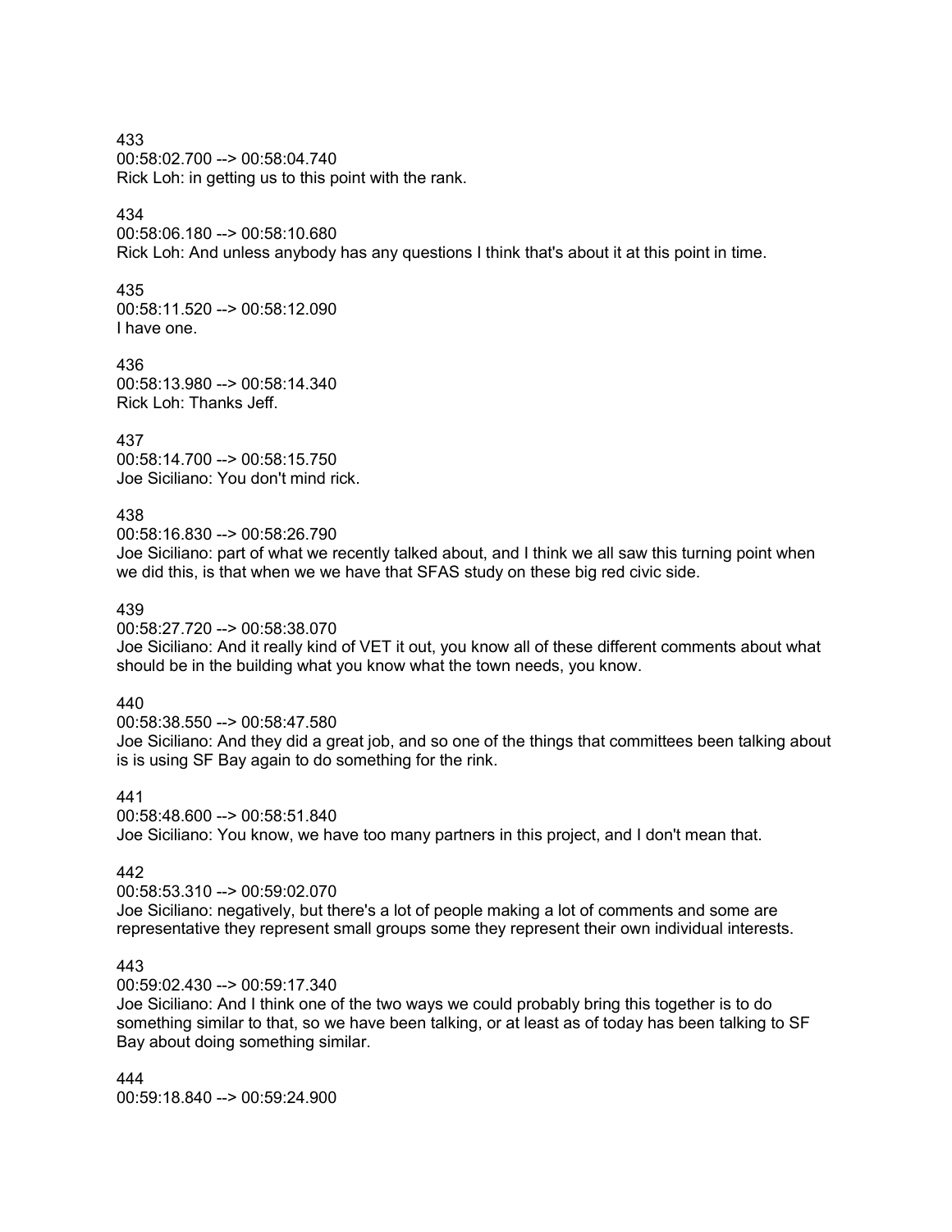433
00:58:02.700 --> 00:58:04.740
Rick Loh: in getting us to this point with the rank.

434
00:58:06.180 --> 00:58:10.680
Rick Loh: And unless anybody has any questions I think that's about it at this point in time.

435
00:58:11.520 --> 00:58:12.090
I have one.

436
00:58:13.980 --> 00:58:14.340
Rick Loh: Thanks Jeff.

437
00:58:14.700 --> 00:58:15.750
Joe Siciliano: You don't mind rick.

438
00:58:16.830 --> 00:58:26.790
Joe Siciliano: part of what we recently talked about, and I think we all saw this turning point when we did this, is that when we we have that SFAS study on these big red civic side.

439
00:58:27.720 --> 00:58:38.070
Joe Siciliano: And it really kind of VET it out, you know all of these different comments about what should be in the building what you know what the town needs, you know.

440
00:58:38.550 --> 00:58:47.580
Joe Siciliano: And they did a great job, and so one of the things that committees been talking about is is using SF Bay again to do something for the rink.

441
00:58:48.600 --> 00:58:51.840
Joe Siciliano: You know, we have too many partners in this project, and I don't mean that.

442
00:58:53.310 --> 00:59:02.070
Joe Siciliano: negatively, but there's a lot of people making a lot of comments and some are representative they represent small groups some they represent their own individual interests.

443
00:59:02.430 --> 00:59:17.340
Joe Siciliano: And I think one of the two ways we could probably bring this together is to do something similar to that, so we have been talking, or at least as of today has been talking to SF Bay about doing something similar.

444
00:59:18.840 --> 00:59:24.900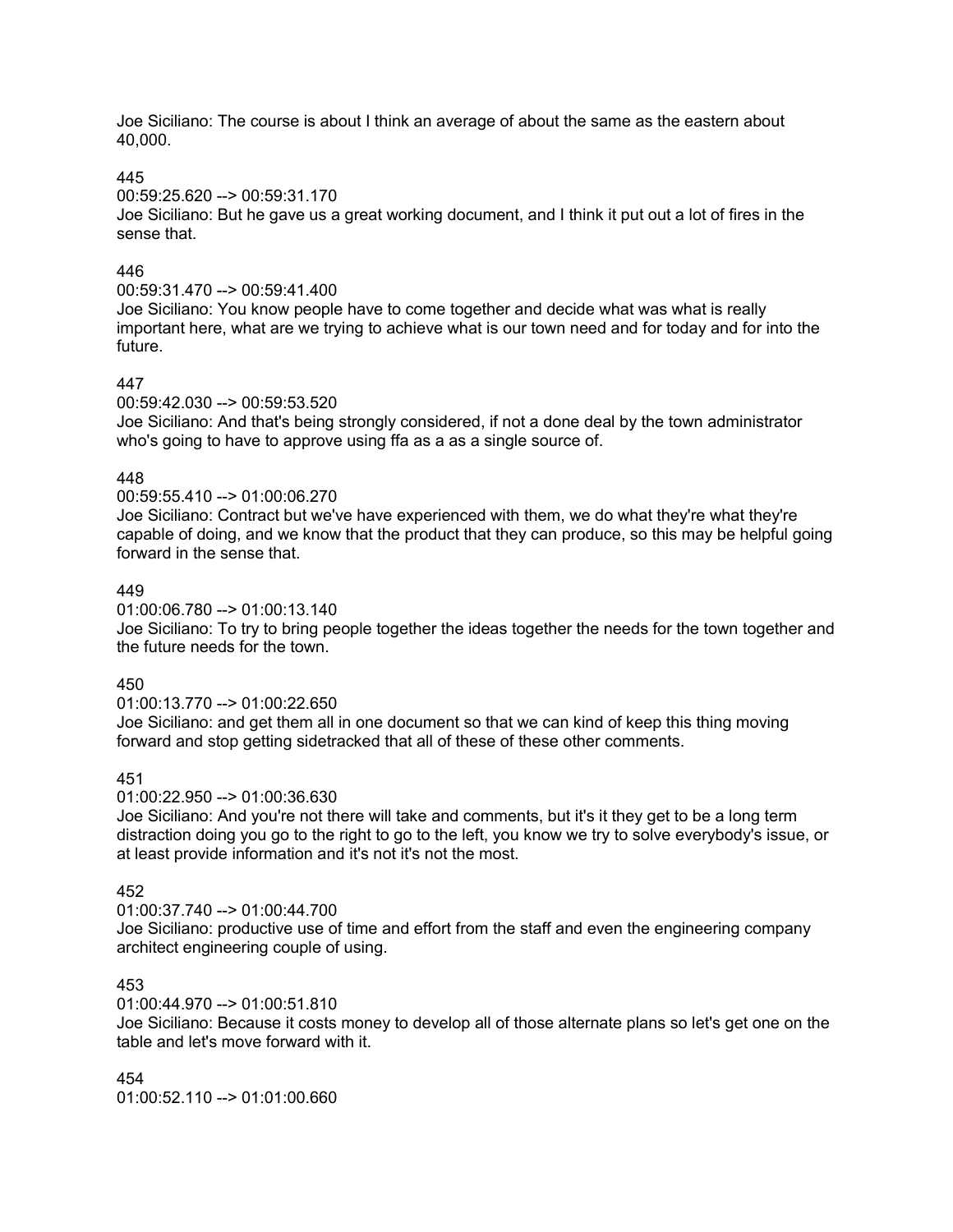Joe Siciliano: The course is about I think an average of about the same as the eastern about 40,000.

445
00:59:25.620 --> 00:59:31.170
Joe Siciliano: But he gave us a great working document, and I think it put out a lot of fires in the sense that.

446
00:59:31.470 --> 00:59:41.400
Joe Siciliano: You know people have to come together and decide what was what is really important here, what are we trying to achieve what is our town need and for today and for into the future.

447
00:59:42.030 --> 00:59:53.520
Joe Siciliano: And that's being strongly considered, if not a done deal by the town administrator who's going to have to approve using ffa as a as a single source of.

448
00:59:55.410 --> 01:00:06.270
Joe Siciliano: Contract but we've have experienced with them, we do what they're what they're capable of doing, and we know that the product that they can produce, so this may be helpful going forward in the sense that.

449
01:00:06.780 --> 01:00:13.140
Joe Siciliano: To try to bring people together the ideas together the needs for the town together and the future needs for the town.

450
01:00:13.770 --> 01:00:22.650
Joe Siciliano: and get them all in one document so that we can kind of keep this thing moving forward and stop getting sidetracked that all of these of these other comments.

451
01:00:22.950 --> 01:00:36.630
Joe Siciliano: And you're not there will take and comments, but it's it they get to be a long term distraction doing you go to the right to go to the left, you know we try to solve everybody's issue, or at least provide information and it's not it's not the most.

452
01:00:37.740 --> 01:00:44.700
Joe Siciliano: productive use of time and effort from the staff and even the engineering company architect engineering couple of using.

453
01:00:44.970 --> 01:00:51.810
Joe Siciliano: Because it costs money to develop all of those alternate plans so let's get one on the table and let's move forward with it.

454
01:00:52.110 --> 01:01:00.660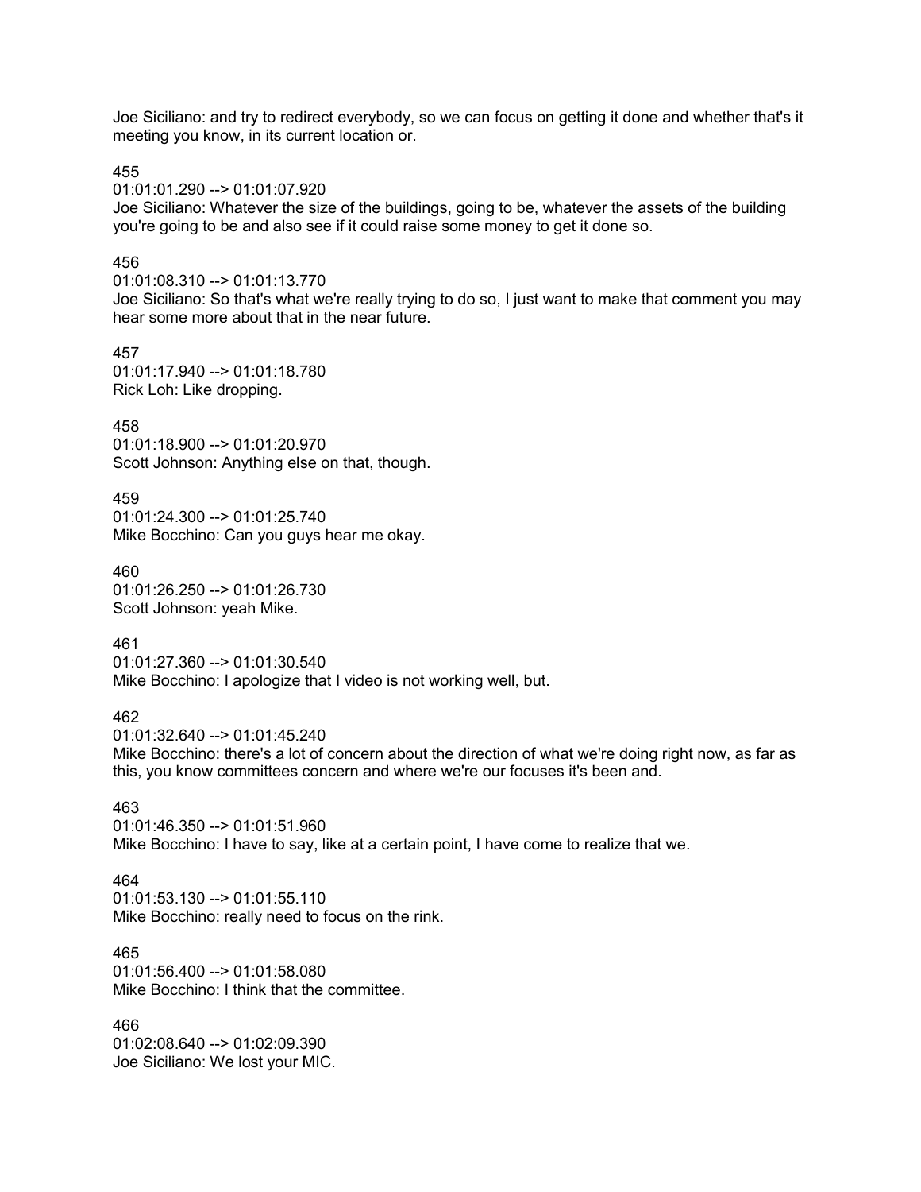Joe Siciliano: and try to redirect everybody, so we can focus on getting it done and whether that's it meeting you know, in its current location or.

455
01:01:01.290 --> 01:01:07.920
Joe Siciliano: Whatever the size of the buildings, going to be, whatever the assets of the building you're going to be and also see if it could raise some money to get it done so.

456
01:01:08.310 --> 01:01:13.770
Joe Siciliano: So that's what we're really trying to do so, I just want to make that comment you may hear some more about that in the near future.

457
01:01:17.940 --> 01:01:18.780
Rick Loh: Like dropping.

458
01:01:18.900 --> 01:01:20.970
Scott Johnson: Anything else on that, though.

459
01:01:24.300 --> 01:01:25.740
Mike Bocchino: Can you guys hear me okay.

460
01:01:26.250 --> 01:01:26.730
Scott Johnson: yeah Mike.

461
01:01:27.360 --> 01:01:30.540
Mike Bocchino: I apologize that I video is not working well, but.

462
01:01:32.640 --> 01:01:45.240
Mike Bocchino: there's a lot of concern about the direction of what we're doing right now, as far as this, you know committees concern and where we're our focuses it's been and.

463
01:01:46.350 --> 01:01:51.960
Mike Bocchino: I have to say, like at a certain point, I have come to realize that we.

464
01:01:53.130 --> 01:01:55.110
Mike Bocchino: really need to focus on the rink.

465
01:01:56.400 --> 01:01:58.080
Mike Bocchino: I think that the committee.

466
01:02:08.640 --> 01:02:09.390
Joe Siciliano: We lost your MIC.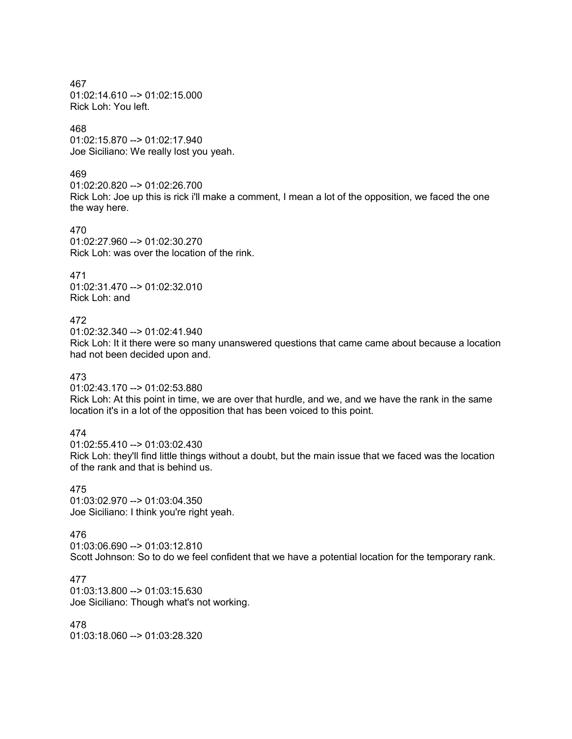467
01:02:14.610 --> 01:02:15.000
Rick Loh: You left.

468
01:02:15.870 --> 01:02:17.940
Joe Siciliano: We really lost you yeah.

469
01:02:20.820 --> 01:02:26.700
Rick Loh: Joe up this is rick i'll make a comment, I mean a lot of the opposition, we faced the one the way here.

470
01:02:27.960 --> 01:02:30.270
Rick Loh: was over the location of the rink.

471
01:02:31.470 --> 01:02:32.010
Rick Loh: and

472
01:02:32.340 --> 01:02:41.940
Rick Loh: It it there were so many unanswered questions that came came about because a location had not been decided upon and.

473
01:02:43.170 --> 01:02:53.880
Rick Loh: At this point in time, we are over that hurdle, and we, and we have the rank in the same location it's in a lot of the opposition that has been voiced to this point.

474
01:02:55.410 --> 01:03:02.430
Rick Loh: they'll find little things without a doubt, but the main issue that we faced was the location of the rank and that is behind us.

475
01:03:02.970 --> 01:03:04.350
Joe Siciliano: I think you're right yeah.

476
01:03:06.690 --> 01:03:12.810
Scott Johnson: So to do we feel confident that we have a potential location for the temporary rank.

477
01:03:13.800 --> 01:03:15.630
Joe Siciliano: Though what's not working.

478
01:03:18.060 --> 01:03:28.320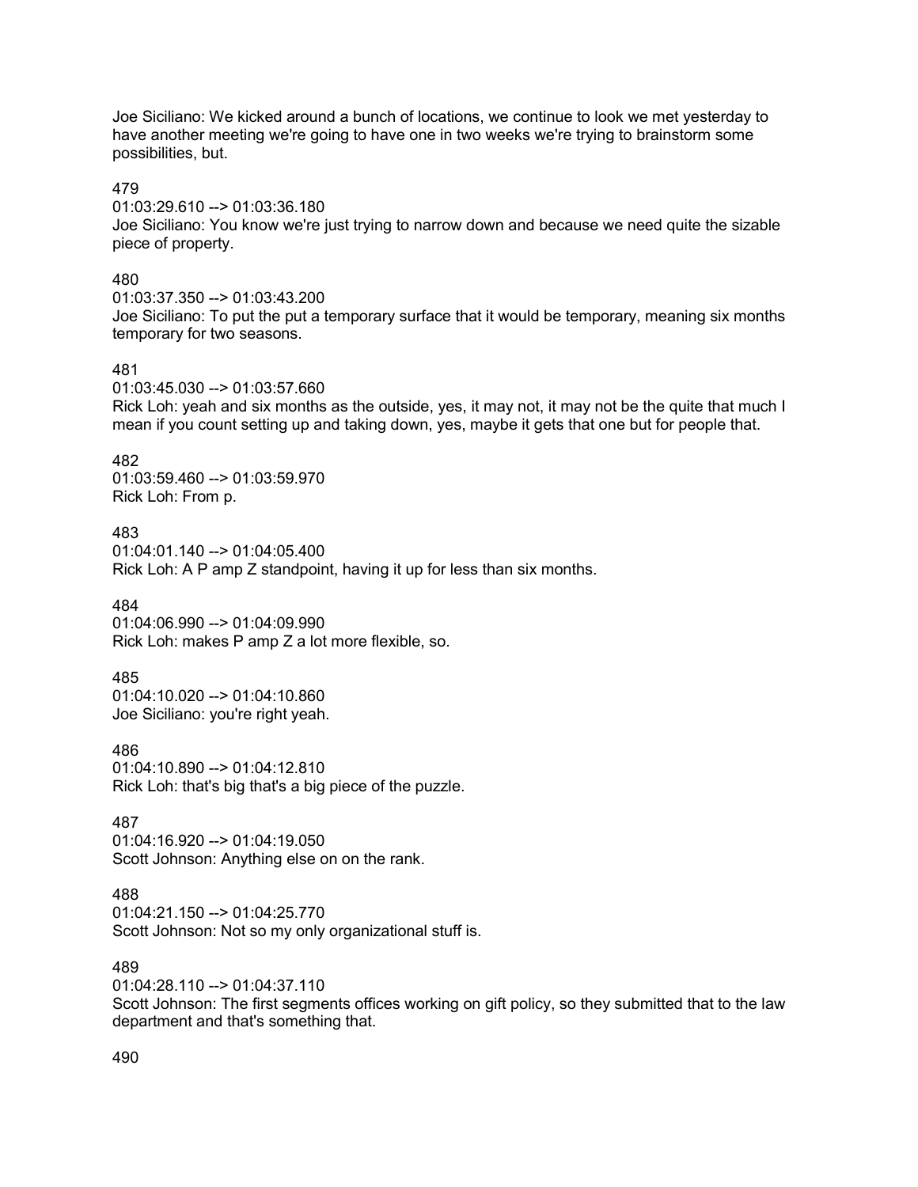Joe Siciliano: We kicked around a bunch of locations, we continue to look we met yesterday to have another meeting we're going to have one in two weeks we're trying to brainstorm some possibilities, but.

479
01:03:29.610 --> 01:03:36.180
Joe Siciliano: You know we're just trying to narrow down and because we need quite the sizable piece of property.

480
01:03:37.350 --> 01:03:43.200
Joe Siciliano: To put the put a temporary surface that it would be temporary, meaning six months temporary for two seasons.

481
01:03:45.030 --> 01:03:57.660
Rick Loh: yeah and six months as the outside, yes, it may not, it may not be the quite that much I mean if you count setting up and taking down, yes, maybe it gets that one but for people that.

482
01:03:59.460 --> 01:03:59.970
Rick Loh: From p.

483
01:04:01.140 --> 01:04:05.400
Rick Loh: A P amp Z standpoint, having it up for less than six months.

484
01:04:06.990 --> 01:04:09.990
Rick Loh: makes P amp Z a lot more flexible, so.

485
01:04:10.020 --> 01:04:10.860
Joe Siciliano: you're right yeah.

486
01:04:10.890 --> 01:04:12.810
Rick Loh: that's big that's a big piece of the puzzle.

487
01:04:16.920 --> 01:04:19.050
Scott Johnson: Anything else on on the rank.

488
01:04:21.150 --> 01:04:25.770
Scott Johnson: Not so my only organizational stuff is.

489
01:04:28.110 --> 01:04:37.110
Scott Johnson: The first segments offices working on gift policy, so they submitted that to the law department and that's something that.

490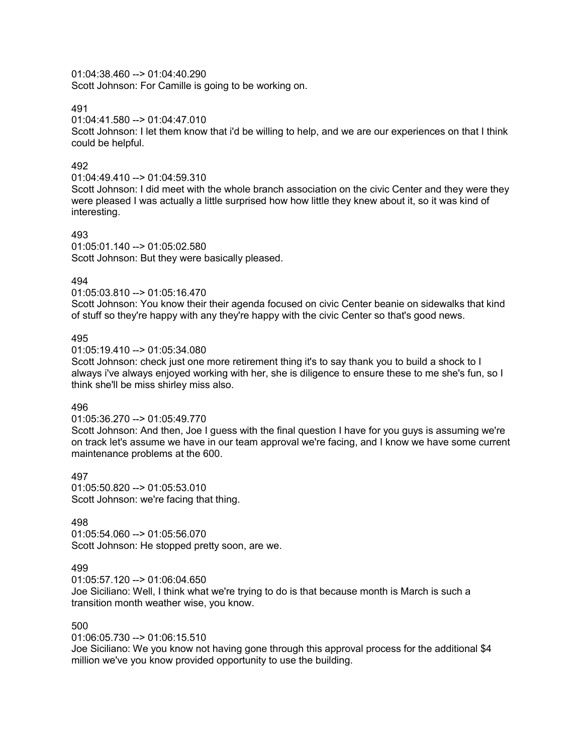01:04:38.460 --> 01:04:40.290
Scott Johnson: For Camille is going to be working on.

491
01:04:41.580 --> 01:04:47.010
Scott Johnson: I let them know that i'd be willing to help, and we are our experiences on that I think could be helpful.

492
01:04:49.410 --> 01:04:59.310
Scott Johnson: I did meet with the whole branch association on the civic Center and they were they were pleased I was actually a little surprised how how little they knew about it, so it was kind of interesting.

493
01:05:01.140 --> 01:05:02.580
Scott Johnson: But they were basically pleased.

494
01:05:03.810 --> 01:05:16.470
Scott Johnson: You know their their agenda focused on civic Center beanie on sidewalks that kind of stuff so they're happy with any they're happy with the civic Center so that's good news.

495
01:05:19.410 --> 01:05:34.080
Scott Johnson: check just one more retirement thing it's to say thank you to build a shock to I always i've always enjoyed working with her, she is diligence to ensure these to me she's fun, so I think she'll be miss shirley miss also.

496
01:05:36.270 --> 01:05:49.770
Scott Johnson: And then, Joe I guess with the final question I have for you guys is assuming we're on track let's assume we have in our team approval we're facing, and I know we have some current maintenance problems at the 600.

497
01:05:50.820 --> 01:05:53.010
Scott Johnson: we're facing that thing.

498
01:05:54.060 --> 01:05:56.070
Scott Johnson: He stopped pretty soon, are we.

499
01:05:57.120 --> 01:06:04.650
Joe Siciliano: Well, I think what we're trying to do is that because month is March is such a transition month weather wise, you know.

500
01:06:05.730 --> 01:06:15.510
Joe Siciliano: We you know not having gone through this approval process for the additional $4 million we've you know provided opportunity to use the building.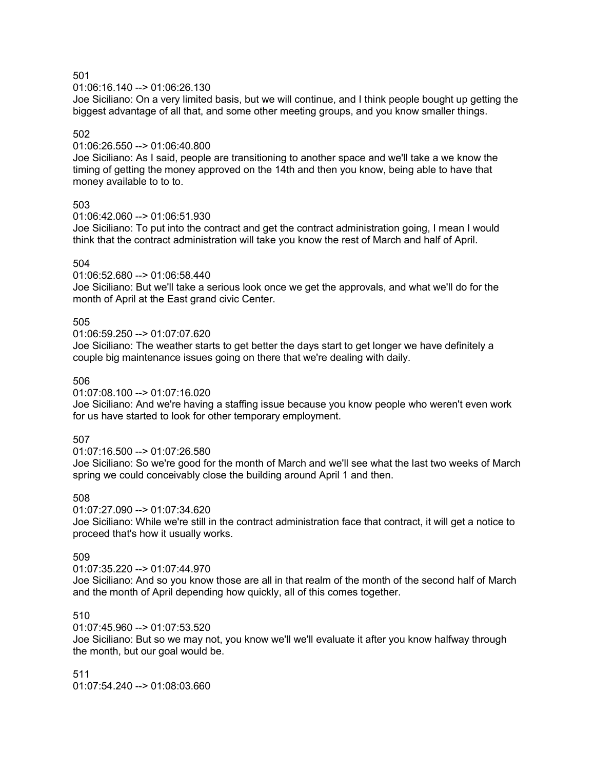501

01:06:16.140 --> 01:06:26.130

Joe Siciliano: On a very limited basis, but we will continue, and I think people bought up getting the biggest advantage of all that, and some other meeting groups, and you know smaller things.

502

01:06:26.550 --> 01:06:40.800

Joe Siciliano: As I said, people are transitioning to another space and we'll take a we know the timing of getting the money approved on the 14th and then you know, being able to have that money available to to to.

503

01:06:42.060 --> 01:06:51.930

Joe Siciliano: To put into the contract and get the contract administration going, I mean I would think that the contract administration will take you know the rest of March and half of April.

504

01:06:52.680 --> 01:06:58.440

Joe Siciliano: But we'll take a serious look once we get the approvals, and what we'll do for the month of April at the East grand civic Center.

505

01:06:59.250 --> 01:07:07.620

Joe Siciliano: The weather starts to get better the days start to get longer we have definitely a couple big maintenance issues going on there that we're dealing with daily.

506

01:07:08.100 --> 01:07:16.020

Joe Siciliano: And we're having a staffing issue because you know people who weren't even work for us have started to look for other temporary employment.

507

01:07:16.500 --> 01:07:26.580

Joe Siciliano: So we're good for the month of March and we'll see what the last two weeks of March spring we could conceivably close the building around April 1 and then.

508

01:07:27.090 --> 01:07:34.620

Joe Siciliano: While we're still in the contract administration face that contract, it will get a notice to proceed that's how it usually works.

509

01:07:35.220 --> 01:07:44.970

Joe Siciliano: And so you know those are all in that realm of the month of the second half of March and the month of April depending how quickly, all of this comes together.

510

01:07:45.960 --> 01:07:53.520

Joe Siciliano: But so we may not, you know we'll we'll evaluate it after you know halfway through the month, but our goal would be.

511

01:07:54.240 --> 01:08:03.660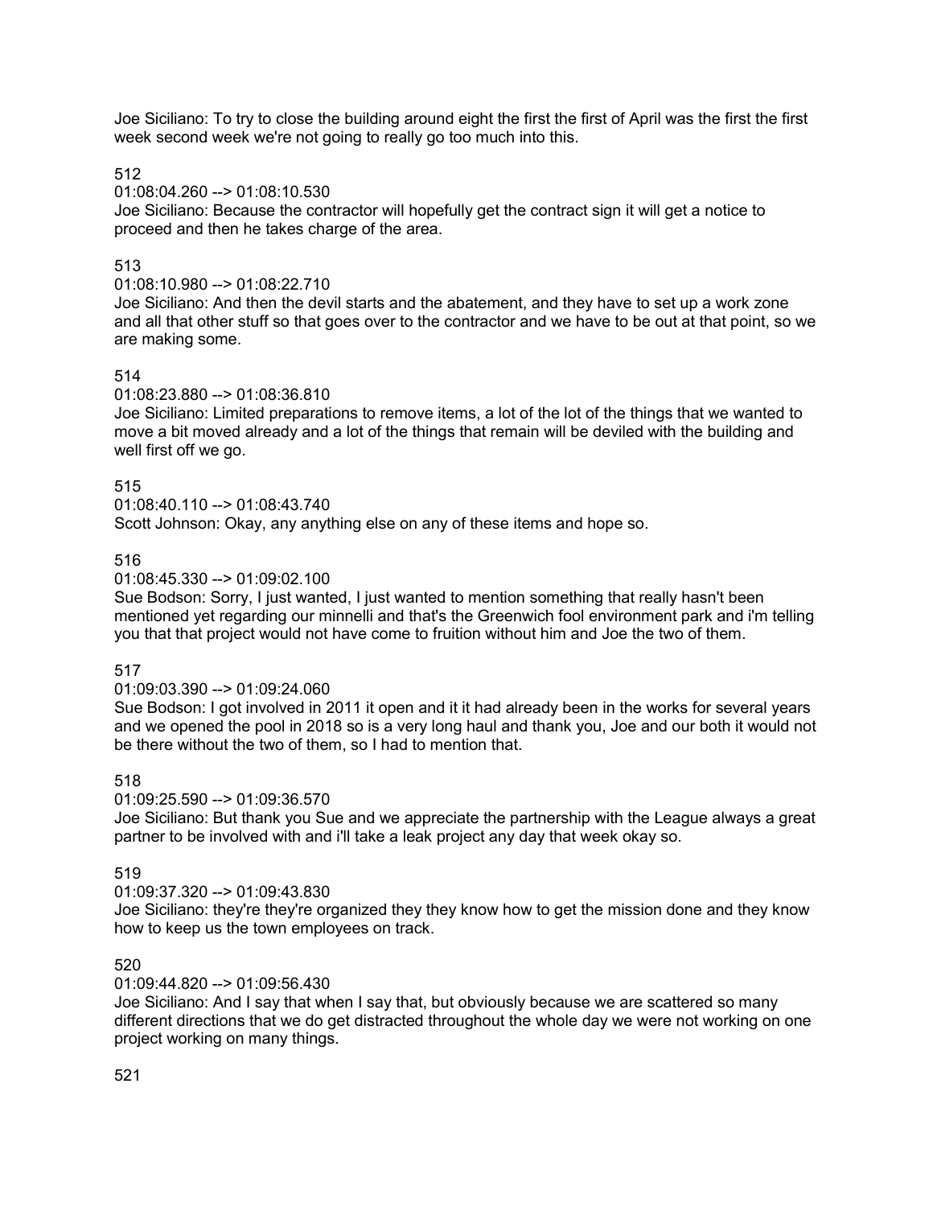Joe Siciliano: To try to close the building around eight the first the first of April was the first the first week second week we're not going to really go too much into this.

512

01:08:04.260 --> 01:08:10.530

Joe Siciliano: Because the contractor will hopefully get the contract sign it will get a notice to proceed and then he takes charge of the area.

513

01:08:10.980 --> 01:08:22.710

Joe Siciliano: And then the devil starts and the abatement, and they have to set up a work zone and all that other stuff so that goes over to the contractor and we have to be out at that point, so we are making some.

514

01:08:23.880 --> 01:08:36.810

Joe Siciliano: Limited preparations to remove items, a lot of the lot of the things that we wanted to move a bit moved already and a lot of the things that remain will be deviled with the building and well first off we go.

515

01:08:40.110 --> 01:08:43.740

Scott Johnson: Okay, any anything else on any of these items and hope so.

516

01:08:45.330 --> 01:09:02.100

Sue Bodson: Sorry, I just wanted, I just wanted to mention something that really hasn't been mentioned yet regarding our minnelli and that's the Greenwich fool environment park and i'm telling you that that project would not have come to fruition without him and Joe the two of them.

517

01:09:03.390 --> 01:09:24.060

Sue Bodson: I got involved in 2011 it open and it it had already been in the works for several years and we opened the pool in 2018 so is a very long haul and thank you, Joe and our both it would not be there without the two of them, so I had to mention that.

518

01:09:25.590 --> 01:09:36.570

Joe Siciliano: But thank you Sue and we appreciate the partnership with the League always a great partner to be involved with and i'll take a leak project any day that week okay so.

519

01:09:37.320 --> 01:09:43.830

Joe Siciliano: they're they're organized they they know how to get the mission done and they know how to keep us the town employees on track.

520

01:09:44.820 --> 01:09:56.430

Joe Siciliano: And I say that when I say that, but obviously because we are scattered so many different directions that we do get distracted throughout the whole day we were not working on one project working on many things.

521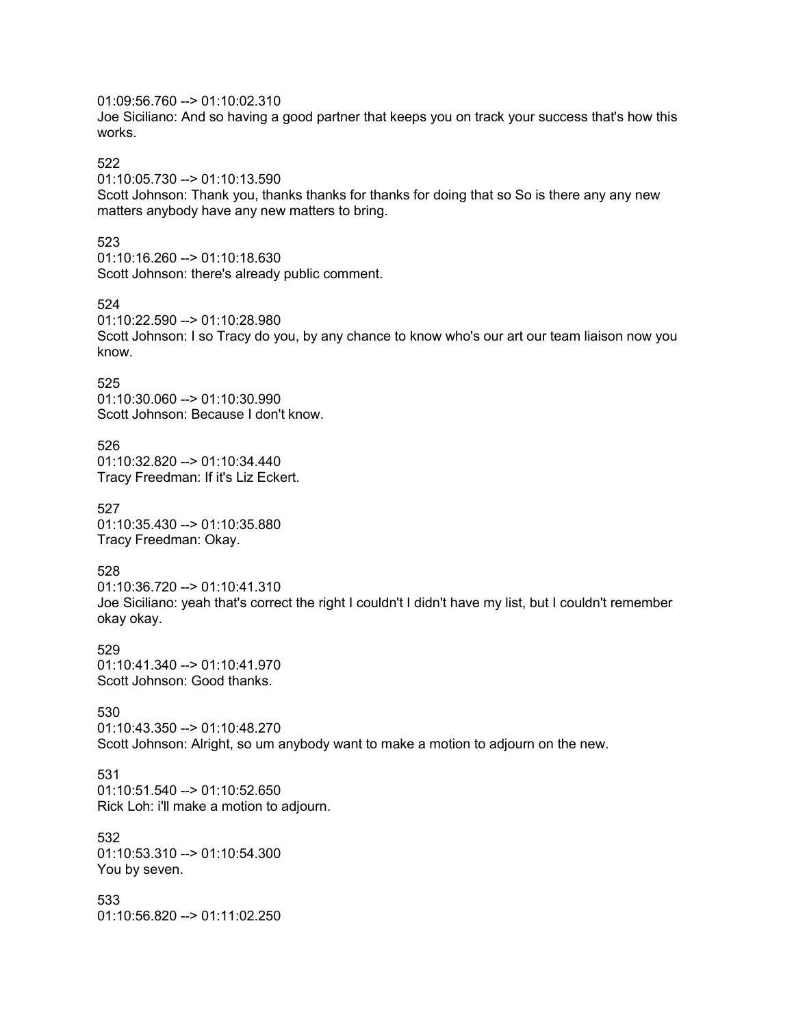01:09:56.760 --> 01:10:02.310
Joe Siciliano: And so having a good partner that keeps you on track your success that's how this works.

522
01:10:05.730 --> 01:10:13.590
Scott Johnson: Thank you, thanks thanks for thanks for doing that so So is there any any new matters anybody have any new matters to bring.

523
01:10:16.260 --> 01:10:18.630
Scott Johnson: there's already public comment.

524
01:10:22.590 --> 01:10:28.980
Scott Johnson: I so Tracy do you, by any chance to know who's our art our team liaison now you know.

525
01:10:30.060 --> 01:10:30.990
Scott Johnson: Because I don't know.

526
01:10:32.820 --> 01:10:34.440
Tracy Freedman: If it's Liz Eckert.

527
01:10:35.430 --> 01:10:35.880
Tracy Freedman: Okay.

528
01:10:36.720 --> 01:10:41.310
Joe Siciliano: yeah that's correct the right I couldn't I didn't have my list, but I couldn't remember okay okay.

529
01:10:41.340 --> 01:10:41.970
Scott Johnson: Good thanks.

530
01:10:43.350 --> 01:10:48.270
Scott Johnson: Alright, so um anybody want to make a motion to adjourn on the new.

531
01:10:51.540 --> 01:10:52.650
Rick Loh: i'll make a motion to adjourn.

532
01:10:53.310 --> 01:10:54.300
You by seven.

533
01:10:56.820 --> 01:11:02.250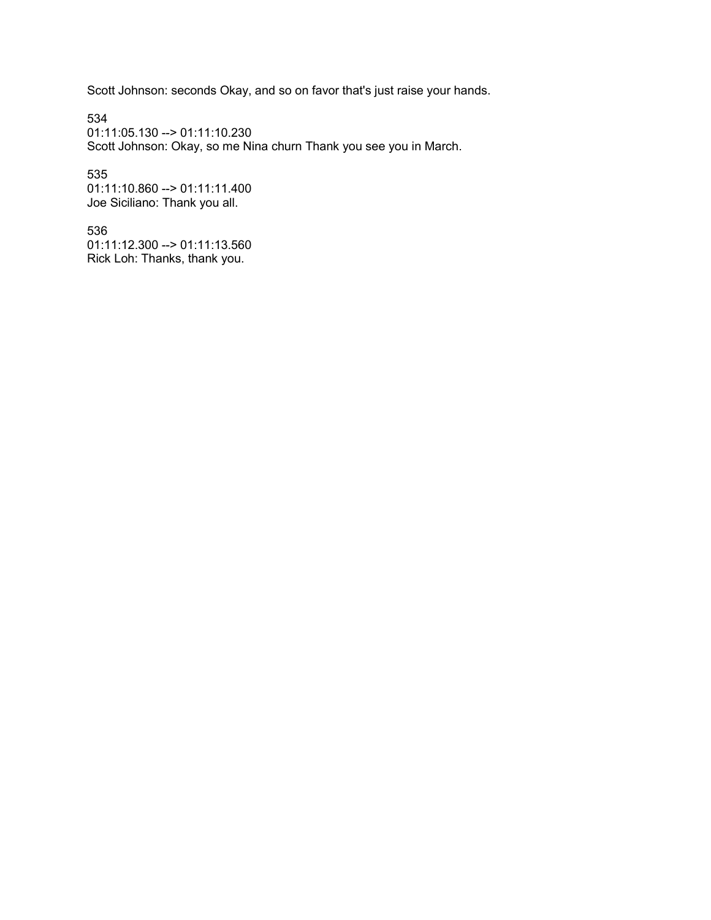Scott Johnson: seconds Okay, and so on favor that's just raise your hands.

534
01:11:05.130 --> 01:11:10.230
Scott Johnson: Okay, so me Nina churn Thank you see you in March.

535
01:11:10.860 --> 01:11:11.400
Joe Siciliano: Thank you all.

536
01:11:12.300 --> 01:11:13.560
Rick Loh: Thanks, thank you.